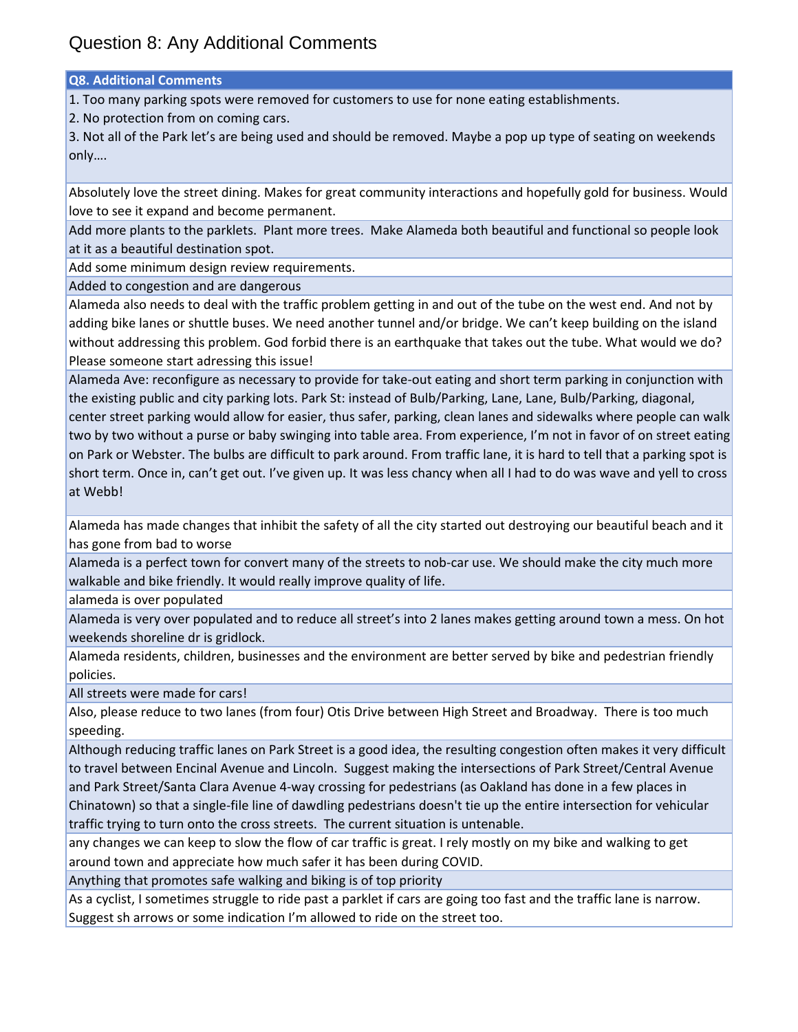# Question 8: Any Additional Comments

| Q8. Additional Comments |
|---|
| 1. Too many parking spots were removed for customers to use for none eating establishments.<br>2. No protection from on coming cars.<br>3. Not all of the Park let's are being used and should be removed. Maybe a pop up type of seating on weekends only…. |
| Absolutely love the street dining. Makes for great community interactions and hopefully gold for business. Would love to see it expand and become permanent. |
| Add more plants to the parklets. Plant more trees. Make Alameda both beautiful and functional so people look at it as a beautiful destination spot. |
| Add some minimum design review requirements. |
| Added to congestion and are dangerous |
| Alameda also needs to deal with the traffic problem getting in and out of the tube on the west end. And not by adding bike lanes or shuttle buses. We need another tunnel and/or bridge. We can't keep building on the island without addressing this problem. God forbid there is an earthquake that takes out the tube. What would we do? Please someone start adressing this issue! |
| Alameda Ave: reconfigure as necessary to provide for take-out eating and short term parking in conjunction with the existing public and city parking lots. Park St: instead of Bulb/Parking, Lane, Lane, Bulb/Parking, diagonal, center street parking would allow for easier, thus safer, parking, clean lanes and sidewalks where people can walk two by two without a purse or baby swinging into table area. From experience, I'm not in favor of on street eating on Park or Webster. The bulbs are difficult to park around. From traffic lane, it is hard to tell that a parking spot is short term. Once in, can't get out. I've given up. It was less chancy when all I had to do was wave and yell to cross at Webb! |
| Alameda has made changes that inhibit the safety of all the city started out destroying our beautiful beach and it has gone from bad to worse |
| Alameda is a perfect town for convert many of the streets to nob-car use. We should make the city much more walkable and bike friendly. It would really improve quality of life. |
| alameda is over populated |
| Alameda is very over populated and to reduce all street's into 2 lanes makes getting around town a mess. On hot weekends shoreline dr is gridlock. |
| Alameda residents, children, businesses and the environment are better served by bike and pedestrian friendly policies. |
| All streets were made for cars! |
| Also, please reduce to two lanes (from four) Otis Drive between High Street and Broadway. There is too much speeding. |
| Although reducing traffic lanes on Park Street is a good idea, the resulting congestion often makes it very difficult to travel between Encinal Avenue and Lincoln. Suggest making the intersections of Park Street/Central Avenue and Park Street/Santa Clara Avenue 4-way crossing for pedestrians (as Oakland has done in a few places in Chinatown) so that a single-file line of dawdling pedestrians doesn't tie up the entire intersection for vehicular traffic trying to turn onto the cross streets. The current situation is untenable. |
| any changes we can keep to slow the flow of car traffic is great. I rely mostly on my bike and walking to get around town and appreciate how much safer it has been during COVID. |
| Anything that promotes safe walking and biking is of top priority |
| As a cyclist, I sometimes struggle to ride past a parklet if cars are going too fast and the traffic lane is narrow. Suggest sh arrows or some indication I'm allowed to ride on the street too. |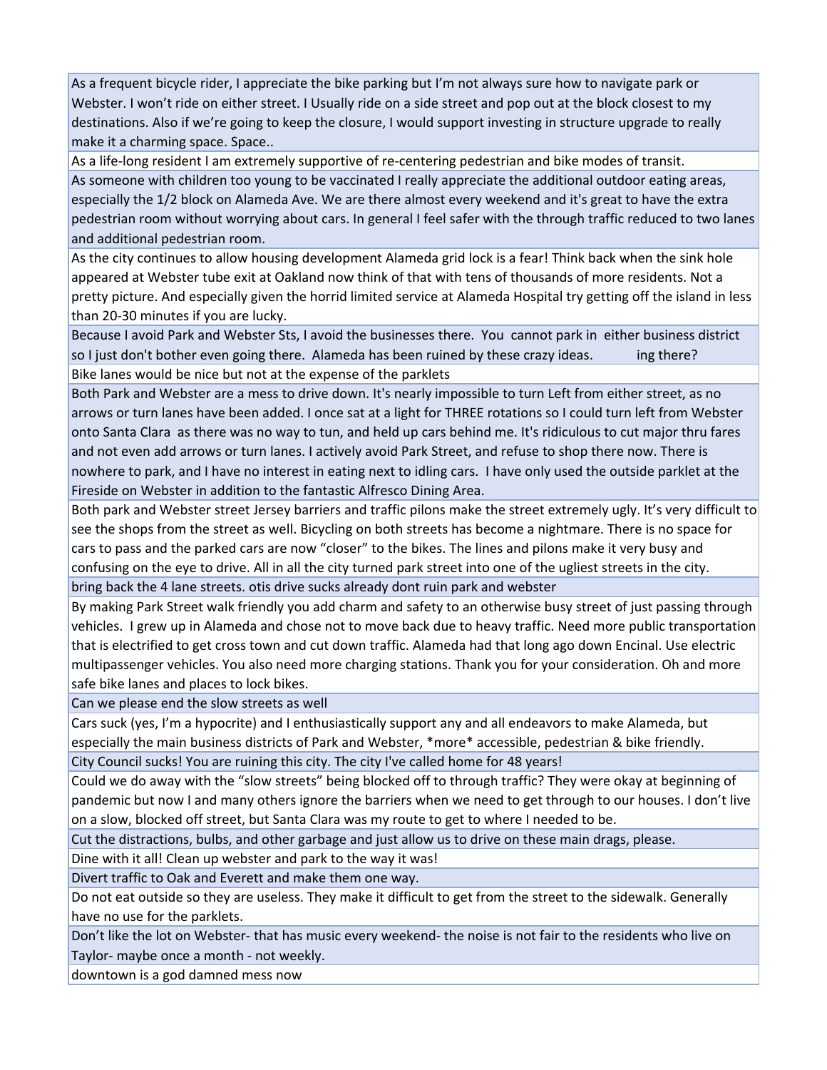| |
|---|
| As a frequent bicycle rider, I appreciate the bike parking but I'm not always sure how to navigate park or Webster. I won't ride on either street. I Usually ride on a side street and pop out at the block closest to my destinations. Also if we're going to keep the closure, I would support investing in structure upgrade to really make it a charming space. Space.. |
| As a life-long resident I am extremely supportive of re-centering pedestrian and bike modes of transit. |
| As someone with children too young to be vaccinated I really appreciate the additional outdoor eating areas, especially the 1/2 block on Alameda Ave. We are there almost every weekend and it's great to have the extra pedestrian room without worrying about cars. In general I feel safer with the through traffic reduced to two lanes and additional pedestrian room. |
| As the city continues to allow housing development Alameda grid lock is a fear! Think back when the sink hole appeared at Webster tube exit at Oakland now think of that with tens of thousands of more residents. Not a pretty picture. And especially given the horrid limited service at Alameda Hospital try getting off the island in less than 20-30 minutes if you are lucky. |
| Because I avoid Park and Webster Sts, I avoid the businesses there. You cannot park in either business district so I just don't bother even going there. Alameda has been ruined by these crazy ideas. ing there? |
| Bike lanes would be nice but not at the expense of the parklets |
| Both Park and Webster are a mess to drive down. It's nearly impossible to turn Left from either street, as no arrows or turn lanes have been added. I once sat at a light for THREE rotations so I could turn left from Webster onto Santa Clara as there was no way to tun, and held up cars behind me. It's ridiculous to cut major thru fares and not even add arrows or turn lanes. I actively avoid Park Street, and refuse to shop there now. There is nowhere to park, and I have no interest in eating next to idling cars. I have only used the outside parklet at the Fireside on Webster in addition to the fantastic Alfresco Dining Area. |
| Both park and Webster street Jersey barriers and traffic pilons make the street extremely ugly. It's very difficult to see the shops from the street as well. Bicycling on both streets has become a nightmare. There is no space for cars to pass and the parked cars are now "closer" to the bikes. The lines and pilons make it very busy and confusing on the eye to drive. All in all the city turned park street into one of the ugliest streets in the city. |
| bring back the 4 lane streets. otis drive sucks already dont ruin park and webster |
| By making Park Street walk friendly you add charm and safety to an otherwise busy street of just passing through vehicles. I grew up in Alameda and chose not to move back due to heavy traffic. Need more public transportation that is electrified to get cross town and cut down traffic. Alameda had that long ago down Encinal. Use electric multipassenger vehicles. You also need more charging stations. Thank you for your consideration. Oh and more safe bike lanes and places to lock bikes. |
| Can we please end the slow streets as well |
| Cars suck (yes, I'm a hypocrite) and I enthusiastically support any and all endeavors to make Alameda, but especially the main business districts of Park and Webster, *more* accessible, pedestrian & bike friendly. |
| City Council sucks! You are ruining this city. The city I've called home for 48 years! |
| Could we do away with the "slow streets" being blocked off to through traffic? They were okay at beginning of pandemic but now I and many others ignore the barriers when we need to get through to our houses. I don't live on a slow, blocked off street, but Santa Clara was my route to get to where I needed to be. |
| Cut the distractions, bulbs, and other garbage and just allow us to drive on these main drags, please. |
| Dine with it all! Clean up webster and park to the way it was! |
| Divert traffic to Oak and Everett and make them one way. |
| Do not eat outside so they are useless. They make it difficult to get from the street to the sidewalk. Generally have no use for the parklets. |
| Don't like the lot on Webster- that has music every weekend- the noise is not fair to the residents who live on Taylor- maybe once a month - not weekly. |
| downtown is a god damned mess now |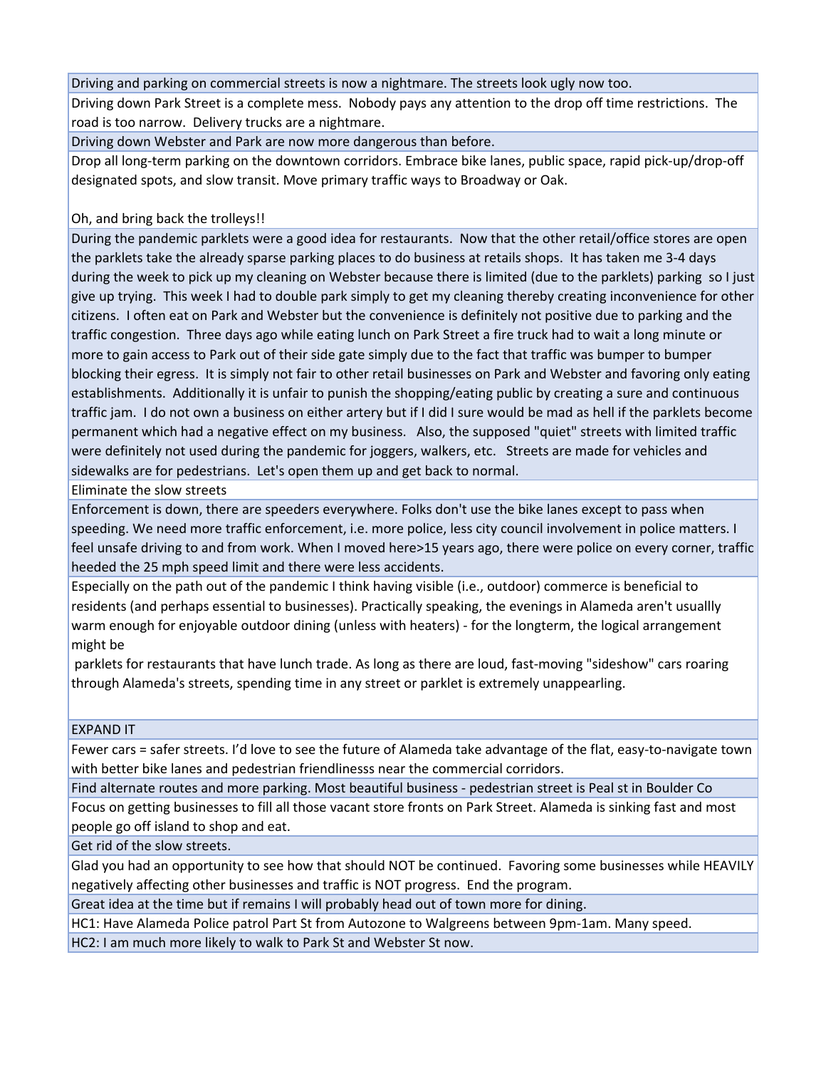| |
|---|
| Driving and parking on commercial streets is now a nightmare. The streets look ugly now too. |
| Driving down Park Street is a complete mess. Nobody pays any attention to the drop off time restrictions. The road is too narrow. Delivery trucks are a nightmare. |
| Driving down Webster and Park are now more dangerous than before. |
| Drop all long-term parking on the downtown corridors. Embrace bike lanes, public space, rapid pick-up/drop-off designated spots, and slow transit. Move primary traffic ways to Broadway or Oak.<br><br>Oh, and bring back the trolleys!! |
| During the pandemic parklets were a good idea for restaurants. Now that the other retail/office stores are open the parklets take the already sparse parking places to do business at retails shops. It has taken me 3-4 days during the week to pick up my cleaning on Webster because there is limited (due to the parklets) parking so I just give up trying. This week I had to double park simply to get my cleaning thereby creating inconvenience for other citizens. I often eat on Park and Webster but the convenience is definitely not positive due to parking and the traffic congestion. Three days ago while eating lunch on Park Street a fire truck had to wait a long minute or more to gain access to Park out of their side gate simply due to the fact that traffic was bumper to bumper blocking their egress. It is simply not fair to other retail businesses on Park and Webster and favoring only eating establishments. Additionally it is unfair to punish the shopping/eating public by creating a sure and continuous traffic jam. I do not own a business on either artery but if I did I sure would be mad as hell if the parklets become permanent which had a negative effect on my business. Also, the supposed "quiet" streets with limited traffic were definitely not used during the pandemic for joggers, walkers, etc. Streets are made for vehicles and sidewalks are for pedestrians. Let's open them up and get back to normal. |
| Eliminate the slow streets |
| Enforcement is down, there are speeders everywhere. Folks don't use the bike lanes except to pass when speeding. We need more traffic enforcement, i.e. more police, less city council involvement in police matters. I feel unsafe driving to and from work. When I moved here>15 years ago, there were police on every corner, traffic heeded the 25 mph speed limit and there were less accidents. |
| Especially on the path out of the pandemic I think having visible (i.e., outdoor) commerce is beneficial to residents (and perhaps essential to businesses). Practically speaking, the evenings in Alameda aren't usuallly warm enough for enjoyable outdoor dining (unless with heaters) - for the longterm, the logical arrangement might be<br>parklets for restaurants that have lunch trade. As long as there are loud, fast-moving "sideshow" cars roaring through Alameda's streets, spending time in any street or parklet is extremely unappearling. |
| EXPAND IT |
| Fewer cars = safer streets. I'd love to see the future of Alameda take advantage of the flat, easy-to-navigate town with better bike lanes and pedestrian friendlinesss near the commercial corridors. |
| Find alternate routes and more parking. Most beautiful business - pedestrian street is Peal st in Boulder Co |
| Focus on getting businesses to fill all those vacant store fronts on Park Street. Alameda is sinking fast and most people go off island to shop and eat. |
| Get rid of the slow streets. |
| Glad you had an opportunity to see how that should NOT be continued. Favoring some businesses while HEAVILY negatively affecting other businesses and traffic is NOT progress. End the program. |
| Great idea at the time but if remains I will probably head out of town more for dining. |
| HC1: Have Alameda Police patrol Part St from Autozone to Walgreens between 9pm-1am. Many speed. |
| HC2: I am much more likely to walk to Park St and Webster St now. |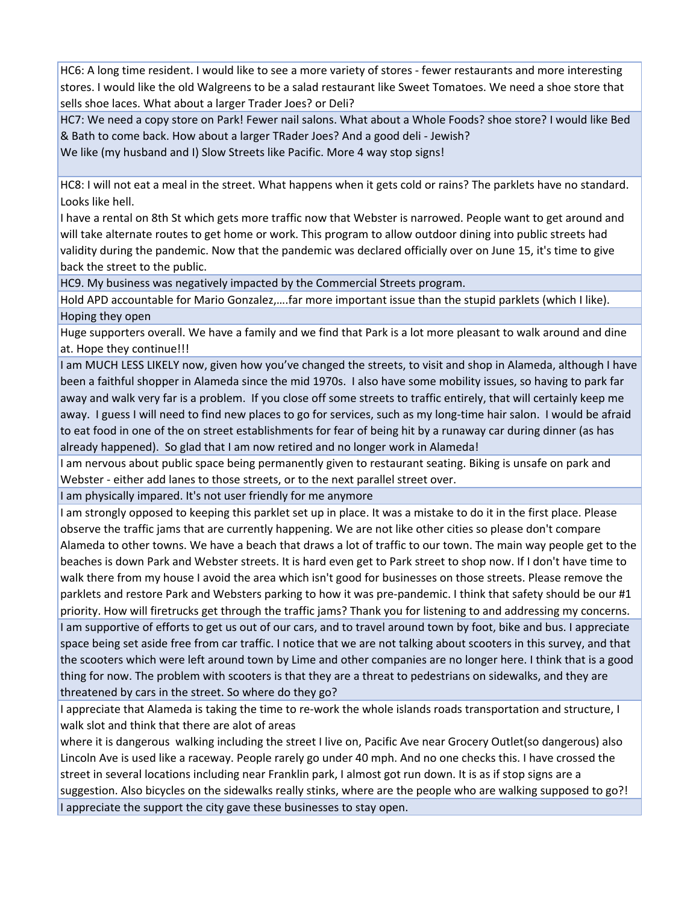| |
|---|
| HC6: A long time resident. I would like to see a more variety of stores - fewer restaurants and more interesting stores. I would like the old Walgreens to be a salad restaurant like Sweet Tomatoes. We need a shoe store that sells shoe laces. What about a larger Trader Joes? or Deli? |
| HC7: We need a copy store on Park! Fewer nail salons. What about a Whole Foods? shoe store? I would like Bed & Bath to come back. How about a larger TRader Joes? And a good deli - Jewish?<br>We like (my husband and I) Slow Streets like Pacific. More 4 way stop signs! |
| HC8: I will not eat a meal in the street. What happens when it gets cold or rains? The parklets have no standard. Looks like hell.<br>I have a rental on 8th St which gets more traffic now that Webster is narrowed. People want to get around and will take alternate routes to get home or work. This program to allow outdoor dining into public streets had validity during the pandemic. Now that the pandemic was declared officially over on June 15, it's time to give back the street to the public. |
| HC9. My business was negatively impacted by the Commercial Streets program. |
| Hold APD accountable for Mario Gonzalez,….far more important issue than the stupid parklets (which I like). |
| Hoping they open |
| Huge supporters overall. We have a family and we find that Park is a lot more pleasant to walk around and dine at. Hope they continue!!! |
| I am MUCH LESS LIKELY now, given how you've changed the streets, to visit and shop in Alameda, although I have been a faithful shopper in Alameda since the mid 1970s. I also have some mobility issues, so having to park far away and walk very far is a problem. If you close off some streets to traffic entirely, that will certainly keep me away. I guess I will need to find new places to go for services, such as my long-time hair salon. I would be afraid to eat food in one of the on street establishments for fear of being hit by a runaway car during dinner (as has already happened). So glad that I am now retired and no longer work in Alameda! |
| I am nervous about public space being permanently given to restaurant seating. Biking is unsafe on park and Webster - either add lanes to those streets, or to the next parallel street over. |
| I am physically impared. It's not user friendly for me anymore |
| I am strongly opposed to keeping this parklet set up in place. It was a mistake to do it in the first place. Please observe the traffic jams that are currently happening. We are not like other cities so please don't compare Alameda to other towns. We have a beach that draws a lot of traffic to our town. The main way people get to the beaches is down Park and Webster streets. It is hard even get to Park street to shop now. If I don't have time to walk there from my house I avoid the area which isn't good for businesses on those streets. Please remove the parklets and restore Park and Websters parking to how it was pre-pandemic. I think that safety should be our #1 priority. How will firetrucks get through the traffic jams? Thank you for listening to and addressing my concerns. |
| I am supportive of efforts to get us out of our cars, and to travel around town by foot, bike and bus. I appreciate space being set aside free from car traffic. I notice that we are not talking about scooters in this survey, and that the scooters which were left around town by Lime and other companies are no longer here. I think that is a good thing for now. The problem with scooters is that they are a threat to pedestrians on sidewalks, and they are threatened by cars in the street. So where do they go? |
| I appreciate that Alameda is taking the time to re-work the whole islands roads transportation and structure, I walk slot and think that there are alot of areas<br>where it is dangerous walking including the street I live on, Pacific Ave near Grocery Outlet(so dangerous) also Lincoln Ave is used like a raceway. People rarely go under 40 mph. And no one checks this. I have crossed the street in several locations including near Franklin park, I almost got run down. It is as if stop signs are a suggestion. Also bicycles on the sidewalks really stinks, where are the people who are walking supposed to go?! |
| I appreciate the support the city gave these businesses to stay open. |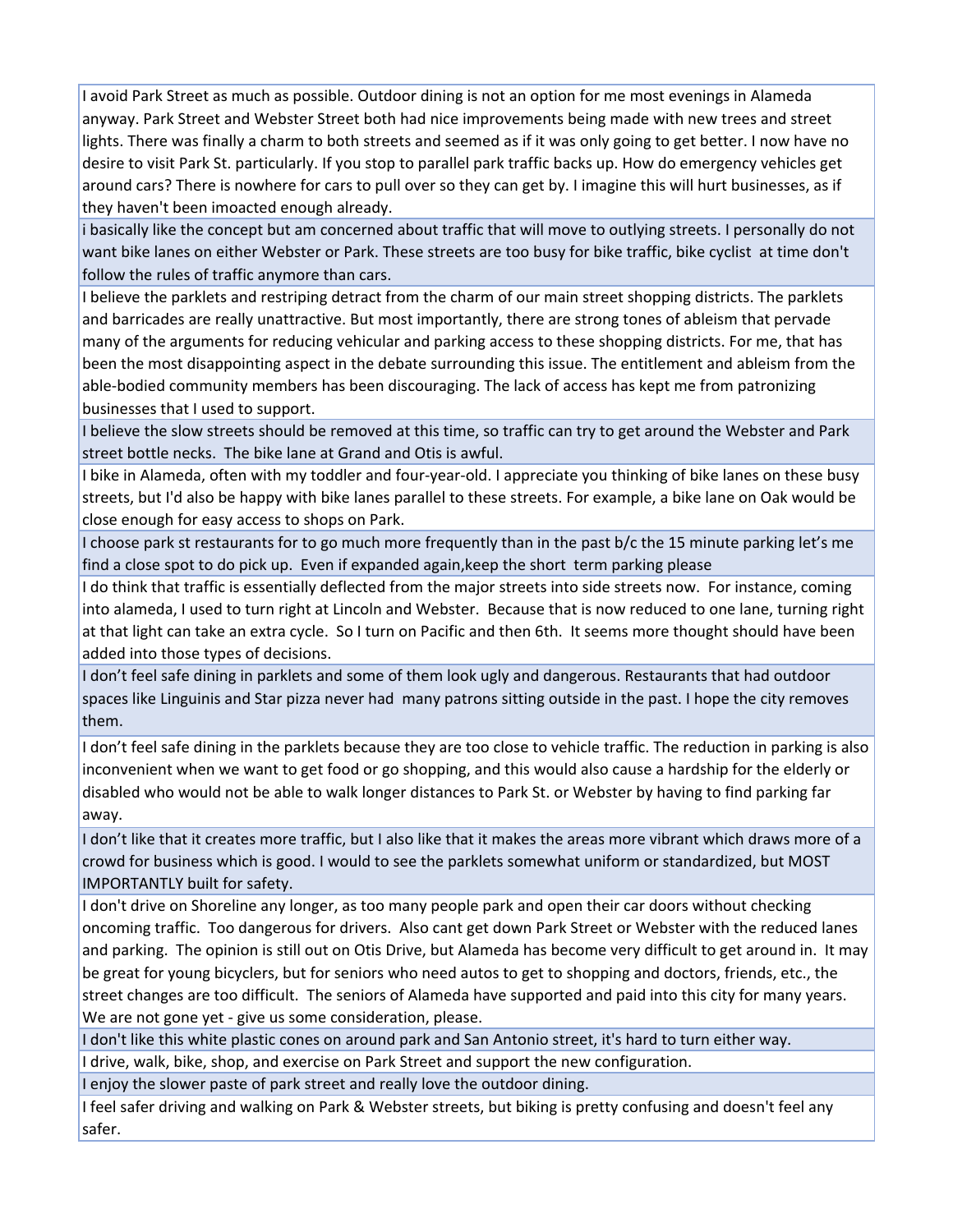| |
|---|
| I avoid Park Street as much as possible. Outdoor dining is not an option for me most evenings in Alameda anyway. Park Street and Webster Street both had nice improvements being made with new trees and street lights. There was finally a charm to both streets and seemed as if it was only going to get better. I now have no desire to visit Park St. particularly. If you stop to parallel park traffic backs up. How do emergency vehicles get around cars? There is nowhere for cars to pull over so they can get by. I imagine this will hurt businesses, as if they haven't been imoacted enough already. |
| i basically like the concept but am concerned about traffic that will move to outlying streets. I personally do not want bike lanes on either Webster or Park. These streets are too busy for bike traffic, bike cyclist at time don't follow the rules of traffic anymore than cars. |
| I believe the parklets and restriping detract from the charm of our main street shopping districts. The parklets and barricades are really unattractive. But most importantly, there are strong tones of ableism that pervade many of the arguments for reducing vehicular and parking access to these shopping districts. For me, that has been the most disappointing aspect in the debate surrounding this issue. The entitlement and ableism from the able-bodied community members has been discouraging. The lack of access has kept me from patronizing businesses that I used to support. |
| I believe the slow streets should be removed at this time, so traffic can try to get around the Webster and Park street bottle necks. The bike lane at Grand and Otis is awful. |
| I bike in Alameda, often with my toddler and four-year-old. I appreciate you thinking of bike lanes on these busy streets, but I'd also be happy with bike lanes parallel to these streets. For example, a bike lane on Oak would be close enough for easy access to shops on Park. |
| I choose park st restaurants for to go much more frequently than in the past b/c the 15 minute parking let's me find a close spot to do pick up. Even if expanded again,keep the short term parking please |
| I do think that traffic is essentially deflected from the major streets into side streets now. For instance, coming into alameda, I used to turn right at Lincoln and Webster. Because that is now reduced to one lane, turning right at that light can take an extra cycle. So I turn on Pacific and then 6th. It seems more thought should have been added into those types of decisions. |
| I don't feel safe dining in parklets and some of them look ugly and dangerous. Restaurants that had outdoor spaces like Linguinis and Star pizza never had many patrons sitting outside in the past. I hope the city removes them. |
| I don't feel safe dining in the parklets because they are too close to vehicle traffic. The reduction in parking is also inconvenient when we want to get food or go shopping, and this would also cause a hardship for the elderly or disabled who would not be able to walk longer distances to Park St. or Webster by having to find parking far away. |
| I don't like that it creates more traffic, but I also like that it makes the areas more vibrant which draws more of a crowd for business which is good. I would to see the parklets somewhat uniform or standardized, but MOST IMPORTANTLY built for safety. |
| I don't drive on Shoreline any longer, as too many people park and open their car doors without checking oncoming traffic. Too dangerous for drivers. Also cant get down Park Street or Webster with the reduced lanes and parking. The opinion is still out on Otis Drive, but Alameda has become very difficult to get around in. It may be great for young bicyclers, but for seniors who need autos to get to shopping and doctors, friends, etc., the street changes are too difficult. The seniors of Alameda have supported and paid into this city for many years. We are not gone yet - give us some consideration, please. |
| I don't like this white plastic cones on around park and San Antonio street, it's hard to turn either way. |
| I drive, walk, bike, shop, and exercise on Park Street and support the new configuration. |
| I enjoy the slower paste of park street and really love the outdoor dining. |
| I feel safer driving and walking on Park & Webster streets, but biking is pretty confusing and doesn't feel any safer. |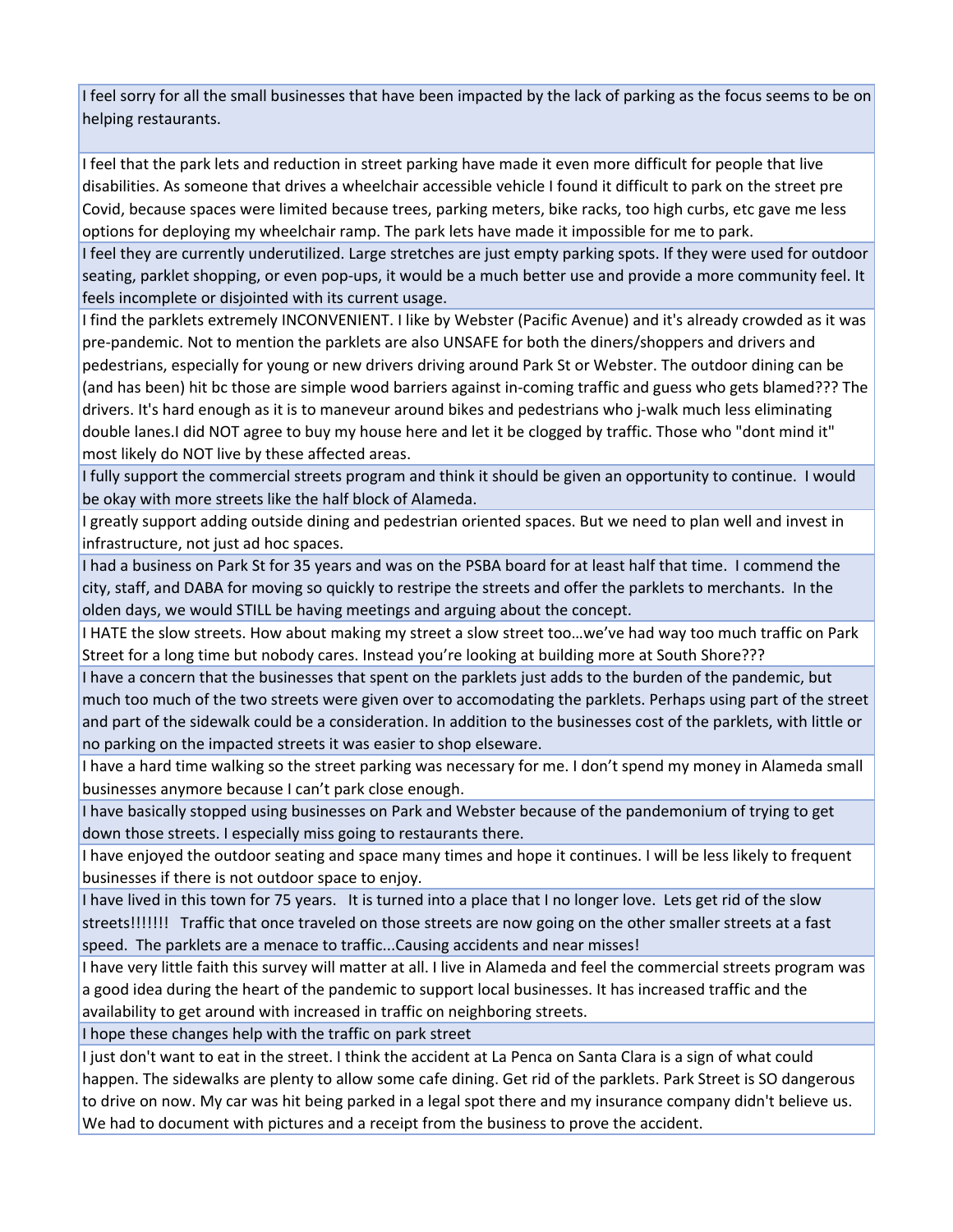| |
|---|
| I feel sorry for all the small businesses that have been impacted by the lack of parking as the focus seems to be on helping restaurants. |
| I feel that the park lets and reduction in street parking have made it even more difficult for people that live disabilities. As someone that drives a wheelchair accessible vehicle I found it difficult to park on the street pre Covid, because spaces were limited because trees, parking meters, bike racks, too high curbs, etc gave me less options for deploying my wheelchair ramp. The park lets have made it impossible for me to park. |
| I feel they are currently underutilized. Large stretches are just empty parking spots. If they were used for outdoor seating, parklet shopping, or even pop-ups, it would be a much better use and provide a more community feel. It feels incomplete or disjointed with its current usage. |
| I find the parklets extremely INCONVENIENT. I like by Webster (Pacific Avenue) and it's already crowded as it was pre-pandemic. Not to mention the parklets are also UNSAFE for both the diners/shoppers and drivers and pedestrians, especially for young or new drivers driving around Park St or Webster. The outdoor dining can be (and has been) hit bc those are simple wood barriers against in-coming traffic and guess who gets blamed??? The drivers. It's hard enough as it is to maneveur around bikes and pedestrians who j-walk much less eliminating double lanes.I did NOT agree to buy my house here and let it be clogged by traffic. Those who "dont mind it" most likely do NOT live by these affected areas. |
| I fully support the commercial streets program and think it should be given an opportunity to continue. I would be okay with more streets like the half block of Alameda. |
| I greatly support adding outside dining and pedestrian oriented spaces. But we need to plan well and invest in infrastructure, not just ad hoc spaces. |
| I had a business on Park St for 35 years and was on the PSBA board for at least half that time. I commend the city, staff, and DABA for moving so quickly to restripe the streets and offer the parklets to merchants. In the olden days, we would STILL be having meetings and arguing about the concept. |
| I HATE the slow streets. How about making my street a slow street too…we've had way too much traffic on Park Street for a long time but nobody cares. Instead you're looking at building more at South Shore??? |
| I have a concern that the businesses that spent on the parklets just adds to the burden of the pandemic, but much too much of the two streets were given over to accomodating the parklets. Perhaps using part of the street and part of the sidewalk could be a consideration. In addition to the businesses cost of the parklets, with little or no parking on the impacted streets it was easier to shop elseware. |
| I have a hard time walking so the street parking was necessary for me. I don't spend my money in Alameda small businesses anymore because I can't park close enough. |
| I have basically stopped using businesses on Park and Webster because of the pandemonium of trying to get down those streets. I especially miss going to restaurants there. |
| I have enjoyed the outdoor seating and space many times and hope it continues. I will be less likely to frequent businesses if there is not outdoor space to enjoy. |
| I have lived in this town for 75 years. It is turned into a place that I no longer love. Lets get rid of the slow streets!!!!!!! Traffic that once traveled on those streets are now going on the other smaller streets at a fast speed. The parklets are a menace to traffic...Causing accidents and near misses! |
| I have very little faith this survey will matter at all. I live in Alameda and feel the commercial streets program was a good idea during the heart of the pandemic to support local businesses. It has increased traffic and the availability to get around with increased in traffic on neighboring streets. |
| I hope these changes help with the traffic on park street |
| I just don't want to eat in the street. I think the accident at La Penca on Santa Clara is a sign of what could happen. The sidewalks are plenty to allow some cafe dining. Get rid of the parklets. Park Street is SO dangerous to drive on now. My car was hit being parked in a legal spot there and my insurance company didn't believe us. We had to document with pictures and a receipt from the business to prove the accident. |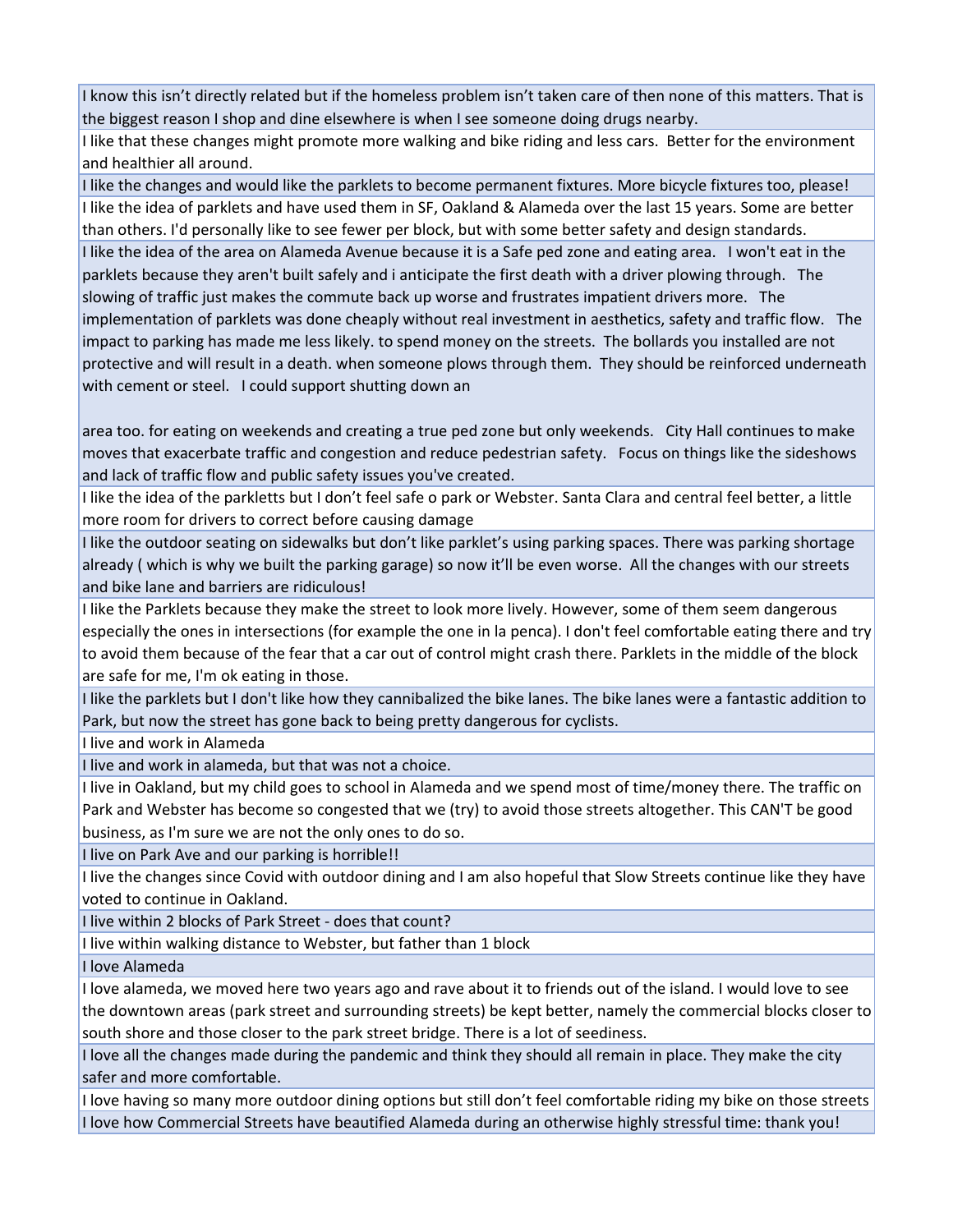| |
|---|
| I know this isn't directly related but if the homeless problem isn't taken care of then none of this matters. That is the biggest reason I shop and dine elsewhere is when I see someone doing drugs nearby. |
| I like that these changes might promote more walking and bike riding and less cars. Better for the environment and healthier all around. |
| I like the changes and would like the parklets to become permanent fixtures. More bicycle fixtures too, please! |
| I like the idea of parklets and have used them in SF, Oakland & Alameda over the last 15 years. Some are better than others. I'd personally like to see fewer per block, but with some better safety and design standards. |
| I like the idea of the area on Alameda Avenue because it is a Safe ped zone and eating area. I won't eat in the parklets because they aren't built safely and i anticipate the first death with a driver plowing through. The slowing of traffic just makes the commute back up worse and frustrates impatient drivers more. The implementation of parklets was done cheaply without real investment in aesthetics, safety and traffic flow. The impact to parking has made me less likely. to spend money on the streets. The bollards you installed are not protective and will result in a death. when someone plows through them. They should be reinforced underneath with cement or steel. I could support shutting down an<br><br>area too. for eating on weekends and creating a true ped zone but only weekends. City Hall continues to make moves that exacerbate traffic and congestion and reduce pedestrian safety. Focus on things like the sideshows and lack of traffic flow and public safety issues you've created. |
| I like the idea of the parkletts but I don't feel safe o park or Webster. Santa Clara and central feel better, a little more room for drivers to correct before causing damage |
| I like the outdoor seating on sidewalks but don't like parklet's using parking spaces. There was parking shortage already ( which is why we built the parking garage) so now it'll be even worse. All the changes with our streets and bike lane and barriers are ridiculous! |
| I like the Parklets because they make the street to look more lively. However, some of them seem dangerous especially the ones in intersections (for example the one in la penca). I don't feel comfortable eating there and try to avoid them because of the fear that a car out of control might crash there. Parklets in the middle of the block are safe for me, I'm ok eating in those. |
| I like the parklets but I don't like how they cannibalized the bike lanes. The bike lanes were a fantastic addition to Park, but now the street has gone back to being pretty dangerous for cyclists. |
| I live and work in Alameda |
| I live and work in alameda, but that was not a choice. |
| I live in Oakland, but my child goes to school in Alameda and we spend most of time/money there. The traffic on Park and Webster has become so congested that we (try) to avoid those streets altogether. This CAN'T be good business, as I'm sure we are not the only ones to do so. |
| I live on Park Ave and our parking is horrible!! |
| I live the changes since Covid with outdoor dining and I am also hopeful that Slow Streets continue like they have voted to continue in Oakland. |
| I live within 2 blocks of Park Street - does that count? |
| I live within walking distance to Webster, but father than 1 block |
| I love Alameda |
| I love alameda, we moved here two years ago and rave about it to friends out of the island. I would love to see the downtown areas (park street and surrounding streets) be kept better, namely the commercial blocks closer to south shore and those closer to the park street bridge. There is a lot of seediness. |
| I love all the changes made during the pandemic and think they should all remain in place. They make the city safer and more comfortable. |
| I love having so many more outdoor dining options but still don't feel comfortable riding my bike on those streets |
| I love how Commercial Streets have beautified Alameda during an otherwise highly stressful time: thank you! |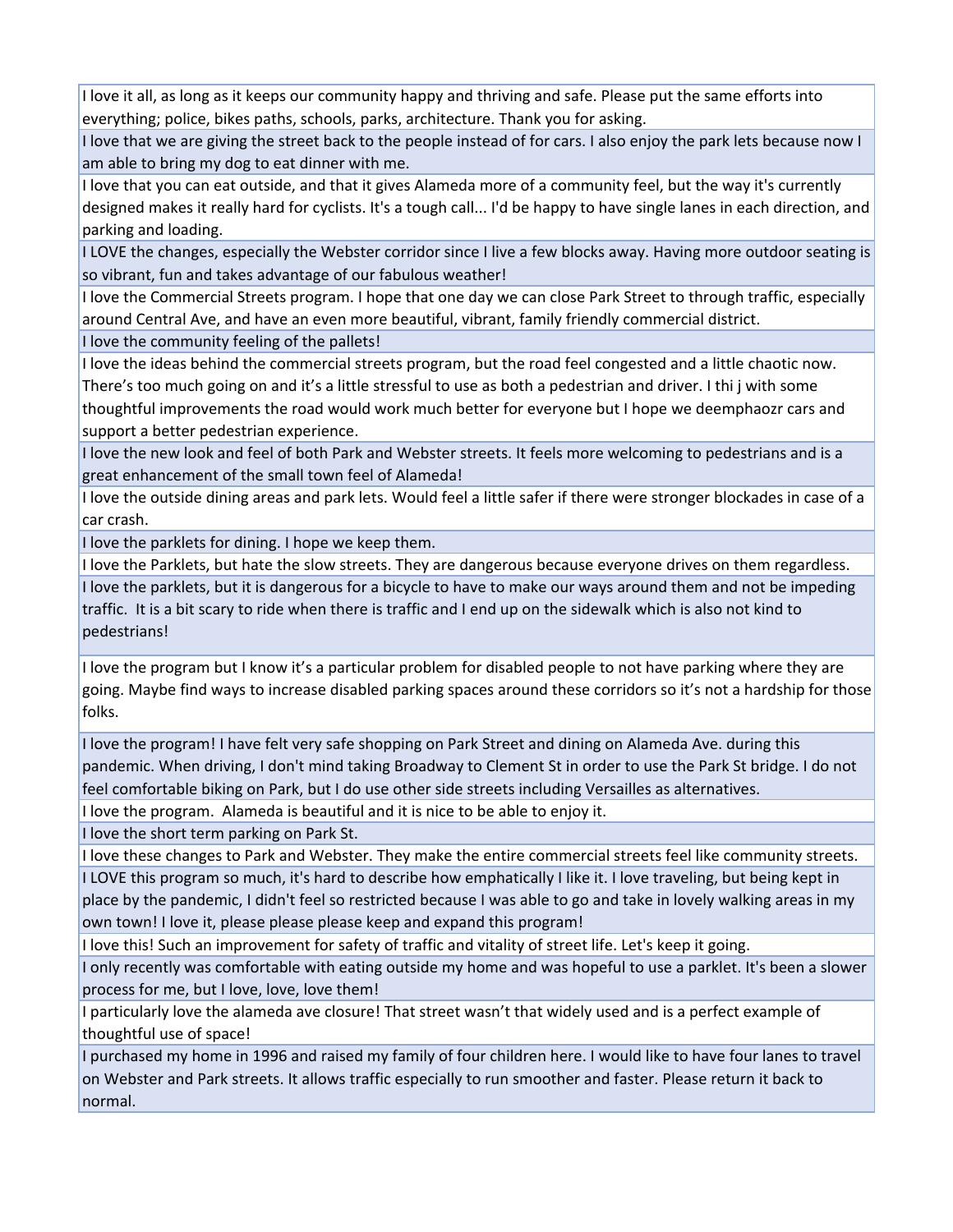| |
|---|
| I love it all, as long as it keeps our community happy and thriving and safe. Please put the same efforts into everything; police, bikes paths, schools, parks, architecture. Thank you for asking. |
| I love that we are giving the street back to the people instead of for cars. I also enjoy the park lets because now I am able to bring my dog to eat dinner with me. |
| I love that you can eat outside, and that it gives Alameda more of a community feel, but the way it's currently designed makes it really hard for cyclists. It's a tough call... I'd be happy to have single lanes in each direction, and parking and loading. |
| I LOVE the changes, especially the Webster corridor since I live a few blocks away. Having more outdoor seating is so vibrant, fun and takes advantage of our fabulous weather! |
| I love the Commercial Streets program. I hope that one day we can close Park Street to through traffic, especially around Central Ave, and have an even more beautiful, vibrant, family friendly commercial district. |
| I love the community feeling of the pallets! |
| I love the ideas behind the commercial streets program, but the road feel congested and a little chaotic now. There’s too much going on and it’s a little stressful to use as both a pedestrian and driver. I thi j with some thoughtful improvements the road would work much better for everyone but I hope we deemphaozr cars and support a better pedestrian experience. |
| I love the new look and feel of both Park and Webster streets. It feels more welcoming to pedestrians and is a great enhancement of the small town feel of Alameda! |
| I love the outside dining areas and park lets. Would feel a little safer if there were stronger blockades in case of a car crash. |
| I love the parklets for dining. I hope we keep them. |
| I love the Parklets, but hate the slow streets. They are dangerous because everyone drives on them regardless. |
| I love the parklets, but it is dangerous for a bicycle to have to make our ways around them and not be impeding traffic. It is a bit scary to ride when there is traffic and I end up on the sidewalk which is also not kind to pedestrians! |
| I love the program but I know it’s a particular problem for disabled people to not have parking where they are going. Maybe find ways to increase disabled parking spaces around these corridors so it’s not a hardship for those folks. |
| I love the program! I have felt very safe shopping on Park Street and dining on Alameda Ave. during this pandemic. When driving, I don't mind taking Broadway to Clement St in order to use the Park St bridge. I do not feel comfortable biking on Park, but I do use other side streets including Versailles as alternatives. |
| I love the program. Alameda is beautiful and it is nice to be able to enjoy it. |
| I love the short term parking on Park St. |
| I love these changes to Park and Webster. They make the entire commercial streets feel like community streets. |
| I LOVE this program so much, it's hard to describe how emphatically I like it. I love traveling, but being kept in place by the pandemic, I didn't feel so restricted because I was able to go and take in lovely walking areas in my own town! I love it, please please please keep and expand this program! |
| I love this! Such an improvement for safety of traffic and vitality of street life. Let's keep it going. |
| I only recently was comfortable with eating outside my home and was hopeful to use a parklet. It's been a slower process for me, but I love, love, love them! |
| I particularly love the alameda ave closure! That street wasn’t that widely used and is a perfect example of thoughtful use of space! |
| I purchased my home in 1996 and raised my family of four children here. I would like to have four lanes to travel on Webster and Park streets. It allows traffic especially to run smoother and faster. Please return it back to normal. |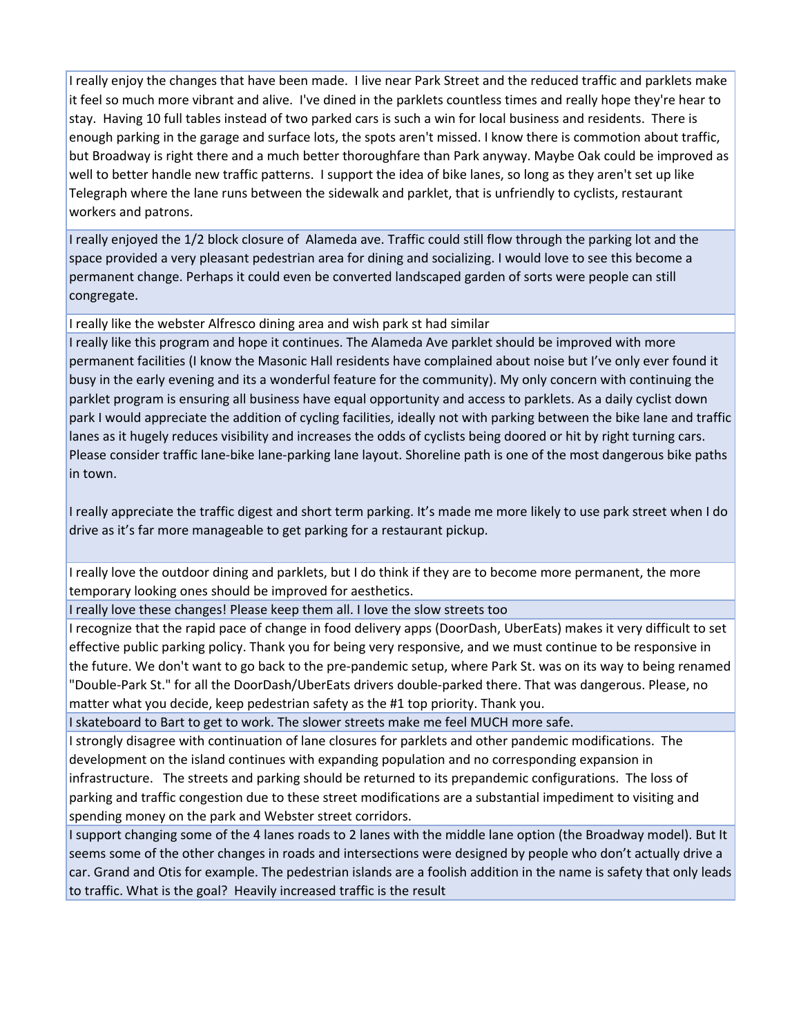| |
|---|
| I really enjoy the changes that have been made. I live near Park Street and the reduced traffic and parklets make it feel so much more vibrant and alive. I've dined in the parklets countless times and really hope they're hear to stay. Having 10 full tables instead of two parked cars is such a win for local business and residents. There is enough parking in the garage and surface lots, the spots aren't missed. I know there is commotion about traffic, but Broadway is right there and a much better thoroughfare than Park anyway. Maybe Oak could be improved as well to better handle new traffic patterns. I support the idea of bike lanes, so long as they aren't set up like Telegraph where the lane runs between the sidewalk and parklet, that is unfriendly to cyclists, restaurant workers and patrons. |
| I really enjoyed the 1/2 block closure of Alameda ave. Traffic could still flow through the parking lot and the space provided a very pleasant pedestrian area for dining and socializing. I would love to see this become a permanent change. Perhaps it could even be converted landscaped garden of sorts were people can still congregate. |
| I really like the webster Alfresco dining area and wish park st had similar |
| I really like this program and hope it continues. The Alameda Ave parklet should be improved with more permanent facilities (I know the Masonic Hall residents have complained about noise but I've only ever found it busy in the early evening and its a wonderful feature for the community). My only concern with continuing the parklet program is ensuring all business have equal opportunity and access to parklets. As a daily cyclist down park I would appreciate the addition of cycling facilities, ideally not with parking between the bike lane and traffic lanes as it hugely reduces visibility and increases the odds of cyclists being doored or hit by right turning cars. Please consider traffic lane-bike lane-parking lane layout. Shoreline path is one of the most dangerous bike paths in town.<br><br>I really appreciate the traffic digest and short term parking. It's made me more likely to use park street when I do drive as it's far more manageable to get parking for a restaurant pickup. |
| I really love the outdoor dining and parklets, but I do think if they are to become more permanent, the more temporary looking ones should be improved for aesthetics. |
| I really love these changes! Please keep them all. I love the slow streets too |
| I recognize that the rapid pace of change in food delivery apps (DoorDash, UberEats) makes it very difficult to set effective public parking policy. Thank you for being very responsive, and we must continue to be responsive in the future. We don't want to go back to the pre-pandemic setup, where Park St. was on its way to being renamed "Double-Park St." for all the DoorDash/UberEats drivers double-parked there. That was dangerous. Please, no matter what you decide, keep pedestrian safety as the #1 top priority. Thank you. |
| I skateboard to Bart to get to work. The slower streets make me feel MUCH more safe. |
| I strongly disagree with continuation of lane closures for parklets and other pandemic modifications. The development on the island continues with expanding population and no corresponding expansion in infrastructure. The streets and parking should be returned to its prepandemic configurations. The loss of parking and traffic congestion due to these street modifications are a substantial impediment to visiting and spending money on the park and Webster street corridors. |
| I support changing some of the 4 lanes roads to 2 lanes with the middle lane option (the Broadway model). But It seems some of the other changes in roads and intersections were designed by people who don't actually drive a car. Grand and Otis for example. The pedestrian islands are a foolish addition in the name is safety that only leads to traffic. What is the goal? Heavily increased traffic is the result |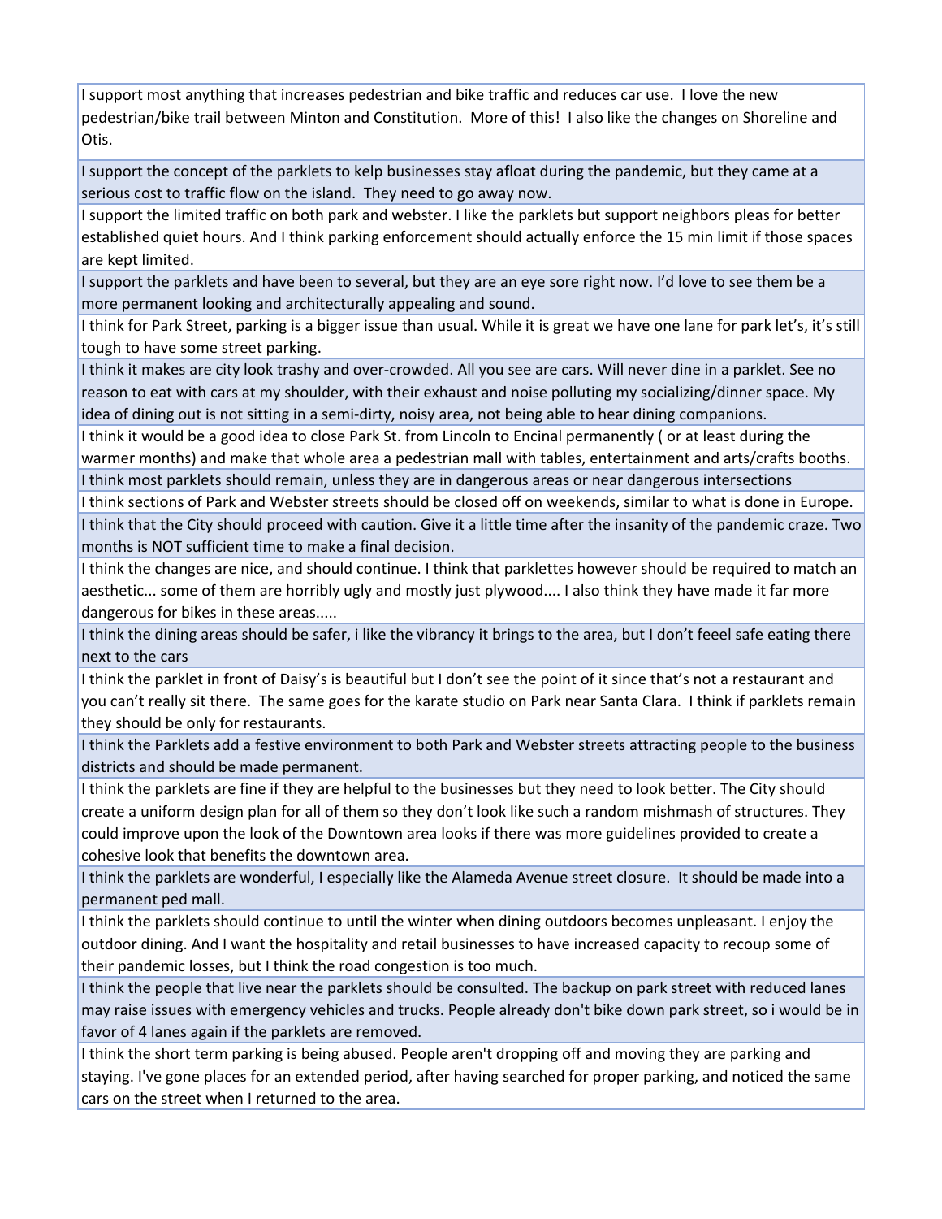| |
|---|
| I support most anything that increases pedestrian and bike traffic and reduces car use. I love the new pedestrian/bike trail between Minton and Constitution. More of this! I also like the changes on Shoreline and Otis. |
| I support the concept of the parklets to kelp businesses stay afloat during the pandemic, but they came at a serious cost to traffic flow on the island. They need to go away now. |
| I support the limited traffic on both park and webster. I like the parklets but support neighbors pleas for better established quiet hours. And I think parking enforcement should actually enforce the 15 min limit if those spaces are kept limited. |
| I support the parklets and have been to several, but they are an eye sore right now. I'd love to see them be a more permanent looking and architecturally appealing and sound. |
| I think for Park Street, parking is a bigger issue than usual. While it is great we have one lane for park let's, it's still tough to have some street parking. |
| I think it makes are city look trashy and over-crowded. All you see are cars. Will never dine in a parklet. See no reason to eat with cars at my shoulder, with their exhaust and noise polluting my socializing/dinner space. My idea of dining out is not sitting in a semi-dirty, noisy area, not being able to hear dining companions. |
| I think it would be a good idea to close Park St. from Lincoln to Encinal permanently ( or at least during the warmer months) and make that whole area a pedestrian mall with tables, entertainment and arts/crafts booths. |
| I think most parklets should remain, unless they are in dangerous areas or near dangerous intersections |
| I think sections of Park and Webster streets should be closed off on weekends, similar to what is done in Europe. |
| I think that the City should proceed with caution. Give it a little time after the insanity of the pandemic craze. Two months is NOT sufficient time to make a final decision. |
| I think the changes are nice, and should continue. I think that parklettes however should be required to match an aesthetic... some of them are horribly ugly and mostly just plywood.... I also think they have made it far more dangerous for bikes in these areas..... |
| I think the dining areas should be safer, i like the vibrancy it brings to the area, but I don't feeel safe eating there next to the cars |
| I think the parklet in front of Daisy's is beautiful but I don't see the point of it since that's not a restaurant and you can't really sit there. The same goes for the karate studio on Park near Santa Clara. I think if parklets remain they should be only for restaurants. |
| I think the Parklets add a festive environment to both Park and Webster streets attracting people to the business districts and should be made permanent. |
| I think the parklets are fine if they are helpful to the businesses but they need to look better. The City should create a uniform design plan for all of them so they don't look like such a random mishmash of structures. They could improve upon the look of the Downtown area looks if there was more guidelines provided to create a cohesive look that benefits the downtown area. |
| I think the parklets are wonderful, I especially like the Alameda Avenue street closure. It should be made into a permanent ped mall. |
| I think the parklets should continue to until the winter when dining outdoors becomes unpleasant. I enjoy the outdoor dining. And I want the hospitality and retail businesses to have increased capacity to recoup some of their pandemic losses, but I think the road congestion is too much. |
| I think the people that live near the parklets should be consulted. The backup on park street with reduced lanes may raise issues with emergency vehicles and trucks. People already don't bike down park street, so i would be in favor of 4 lanes again if the parklets are removed. |
| I think the short term parking is being abused. People aren't dropping off and moving they are parking and staying. I've gone places for an extended period, after having searched for proper parking, and noticed the same cars on the street when I returned to the area. |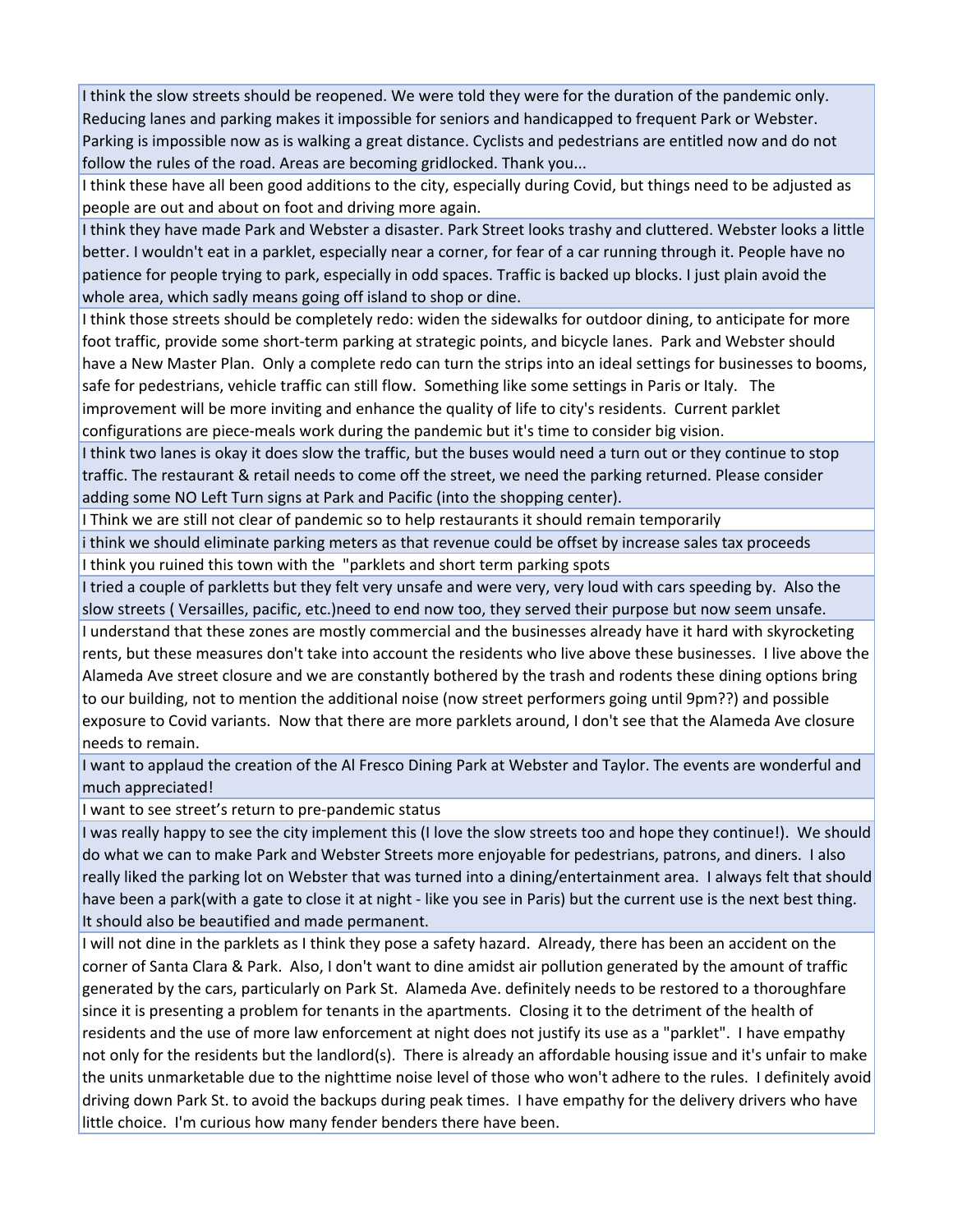| |
|---|
| I think the slow streets should be reopened. We were told they were for the duration of the pandemic only. Reducing lanes and parking makes it impossible for seniors and handicapped to frequent Park or Webster. Parking is impossible now as is walking a great distance. Cyclists and pedestrians are entitled now and do not follow the rules of the road. Areas are becoming gridlocked. Thank you... |
| I think these have all been good additions to the city, especially during Covid, but things need to be adjusted as people are out and about on foot and driving more again. |
| I think they have made Park and Webster a disaster. Park Street looks trashy and cluttered. Webster looks a little better. I wouldn't eat in a parklet, especially near a corner, for fear of a car running through it. People have no patience for people trying to park, especially in odd spaces. Traffic is backed up blocks. I just plain avoid the whole area, which sadly means going off island to shop or dine. |
| I think those streets should be completely redo: widen the sidewalks for outdoor dining, to anticipate for more foot traffic, provide some short-term parking at strategic points, and bicycle lanes. Park and Webster should have a New Master Plan. Only a complete redo can turn the strips into an ideal settings for businesses to booms, safe for pedestrians, vehicle traffic can still flow. Something like some settings in Paris or Italy. The improvement will be more inviting and enhance the quality of life to city's residents. Current parklet configurations are piece-meals work during the pandemic but it's time to consider big vision. |
| I think two lanes is okay it does slow the traffic, but the buses would need a turn out or they continue to stop traffic. The restaurant & retail needs to come off the street, we need the parking returned. Please consider adding some NO Left Turn signs at Park and Pacific (into the shopping center). |
| I Think we are still not clear of pandemic so to help restaurants it should remain temporarily |
| i think we should eliminate parking meters as that revenue could be offset by increase sales tax proceeds |
| I think you ruined this town with the "parklets and short term parking spots |
| I tried a couple of parkletts but they felt very unsafe and were very, very loud with cars speeding by. Also the slow streets ( Versailles, pacific, etc.)need to end now too, they served their purpose but now seem unsafe. |
| I understand that these zones are mostly commercial and the businesses already have it hard with skyrocketing rents, but these measures don't take into account the residents who live above these businesses. I live above the Alameda Ave street closure and we are constantly bothered by the trash and rodents these dining options bring to our building, not to mention the additional noise (now street performers going until 9pm??) and possible exposure to Covid variants. Now that there are more parklets around, I don't see that the Alameda Ave closure needs to remain. |
| I want to applaud the creation of the Al Fresco Dining Park at Webster and Taylor. The events are wonderful and much appreciated! |
| I want to see street's return to pre-pandemic status |
| I was really happy to see the city implement this (I love the slow streets too and hope they continue!). We should do what we can to make Park and Webster Streets more enjoyable for pedestrians, patrons, and diners. I also really liked the parking lot on Webster that was turned into a dining/entertainment area. I always felt that should have been a park(with a gate to close it at night - like you see in Paris) but the current use is the next best thing. It should also be beautified and made permanent. |
| I will not dine in the parklets as I think they pose a safety hazard. Already, there has been an accident on the corner of Santa Clara & Park. Also, I don't want to dine amidst air pollution generated by the amount of traffic generated by the cars, particularly on Park St. Alameda Ave. definitely needs to be restored to a thoroughfare since it is presenting a problem for tenants in the apartments. Closing it to the detriment of the health of residents and the use of more law enforcement at night does not justify its use as a "parklet". I have empathy not only for the residents but the landlord(s). There is already an affordable housing issue and it's unfair to make the units unmarketable due to the nighttime noise level of those who won't adhere to the rules. I definitely avoid driving down Park St. to avoid the backups during peak times. I have empathy for the delivery drivers who have little choice. I'm curious how many fender benders there have been. |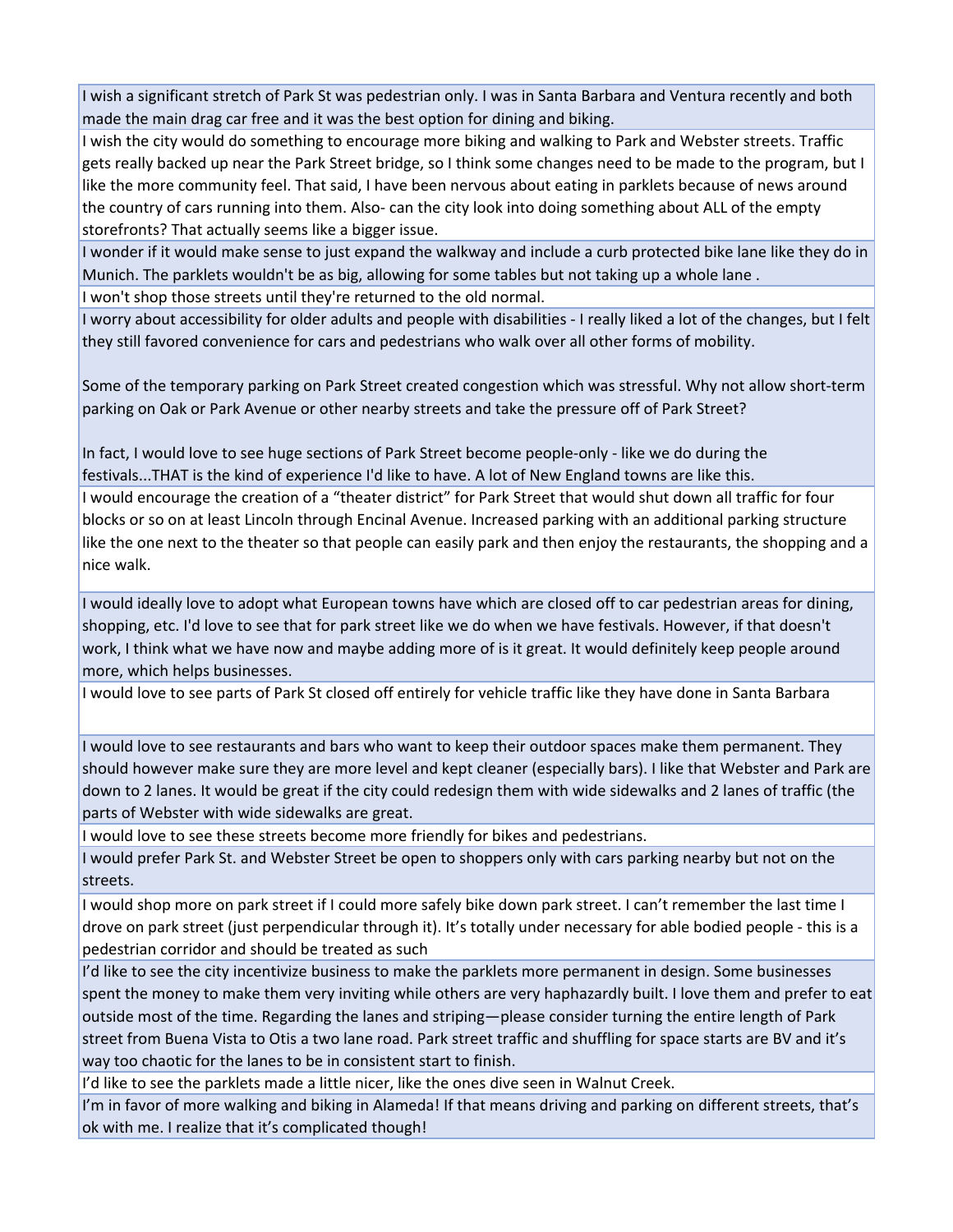| |
|---|
| I wish a significant stretch of Park St was pedestrian only. I was in Santa Barbara and Ventura recently and both made the main drag car free and it was the best option for dining and biking. |
| I wish the city would do something to encourage more biking and walking to Park and Webster streets. Traffic gets really backed up near the Park Street bridge, so I think some changes need to be made to the program, but I like the more community feel. That said, I have been nervous about eating in parklets because of news around the country of cars running into them. Also- can the city look into doing something about ALL of the empty storefronts? That actually seems like a bigger issue. |
| I wonder if it would make sense to just expand the walkway and include a curb protected bike lane like they do in Munich. The parklets wouldn't be as big, allowing for some tables but not taking up a whole lane . |
| I won't shop those streets until they're returned to the old normal. |
| I worry about accessibility for older adults and people with disabilities - I really liked a lot of the changes, but I felt they still favored convenience for cars and pedestrians who walk over all other forms of mobility.<br><br>Some of the temporary parking on Park Street created congestion which was stressful. Why not allow short-term parking on Oak or Park Avenue or other nearby streets and take the pressure off of Park Street?<br><br>In fact, I would love to see huge sections of Park Street become people-only - like we do during the festivals...THAT is the kind of experience I'd like to have. A lot of New England towns are like this. |
| I would encourage the creation of a "theater district" for Park Street that would shut down all traffic for four blocks or so on at least Lincoln through Encinal Avenue. Increased parking with an additional parking structure like the one next to the theater so that people can easily park and then enjoy the restaurants, the shopping and a nice walk. |
| I would ideally love to adopt what European towns have which are closed off to car pedestrian areas for dining, shopping, etc. I'd love to see that for park street like we do when we have festivals. However, if that doesn't work, I think what we have now and maybe adding more of is it great. It would definitely keep people around more, which helps businesses. |
| I would love to see parts of Park St closed off entirely for vehicle traffic like they have done in Santa Barbara |
| I would love to see restaurants and bars who want to keep their outdoor spaces make them permanent. They should however make sure they are more level and kept cleaner (especially bars). I like that Webster and Park are down to 2 lanes. It would be great if the city could redesign them with wide sidewalks and 2 lanes of traffic (the parts of Webster with wide sidewalks are great. |
| I would love to see these streets become more friendly for bikes and pedestrians. |
| I would prefer Park St. and Webster Street be open to shoppers only with cars parking nearby but not on the streets. |
| I would shop more on park street if I could more safely bike down park street. I can't remember the last time I drove on park street (just perpendicular through it). It's totally under necessary for able bodied people - this is a pedestrian corridor and should be treated as such |
| I'd like to see the city incentivize business to make the parklets more permanent in design. Some businesses spent the money to make them very inviting while others are very haphazardly built. I love them and prefer to eat outside most of the time. Regarding the lanes and striping—please consider turning the entire length of Park street from Buena Vista to Otis a two lane road. Park street traffic and shuffling for space starts are BV and it's way too chaotic for the lanes to be in consistent start to finish. |
| I'd like to see the parklets made a little nicer, like the ones dive seen in Walnut Creek. |
| I'm in favor of more walking and biking in Alameda! If that means driving and parking on different streets, that's ok with me. I realize that it's complicated though! |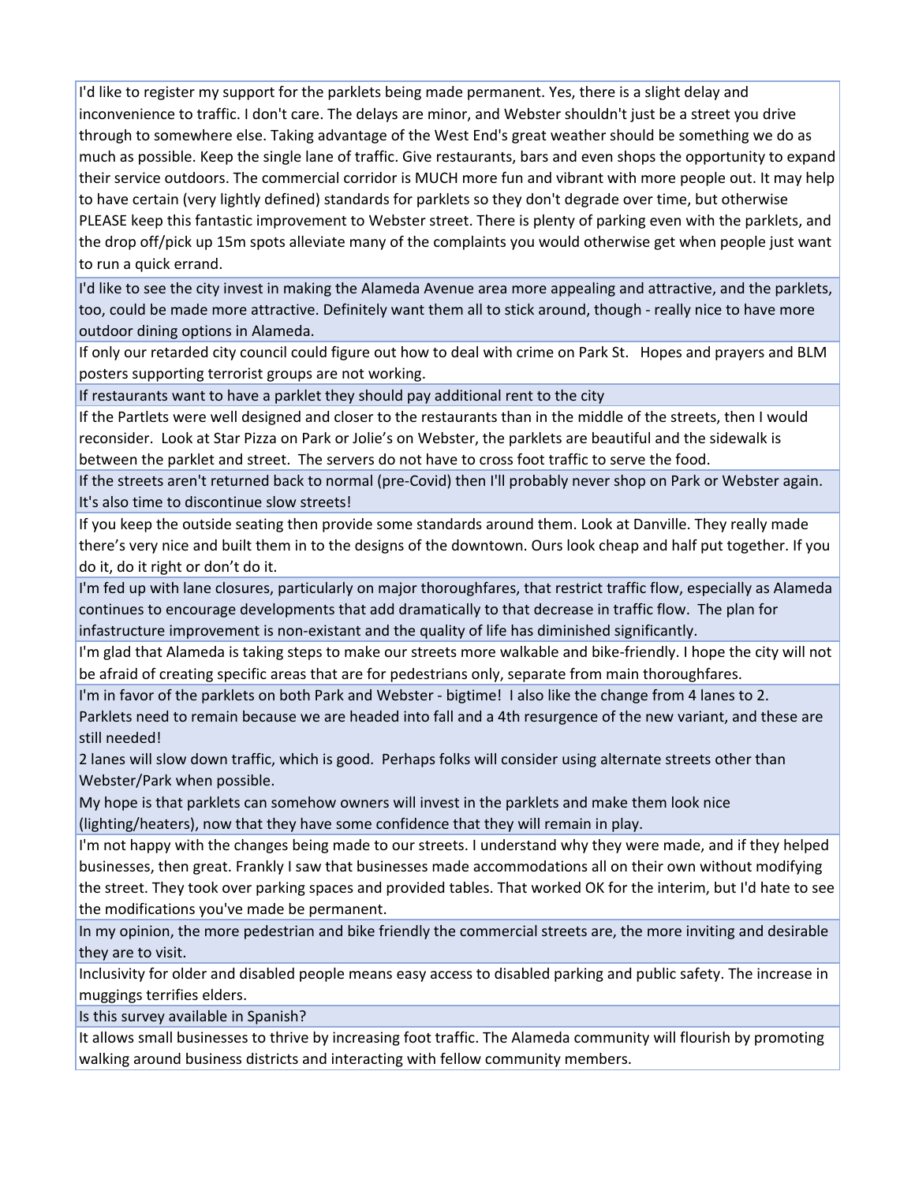| |
|---|
| I'd like to register my support for the parklets being made permanent. Yes, there is a slight delay and inconvenience to traffic. I don't care. The delays are minor, and Webster shouldn't just be a street you drive through to somewhere else. Taking advantage of the West End's great weather should be something we do as much as possible. Keep the single lane of traffic. Give restaurants, bars and even shops the opportunity to expand their service outdoors. The commercial corridor is MUCH more fun and vibrant with more people out. It may help to have certain (very lightly defined) standards for parklets so they don't degrade over time, but otherwise PLEASE keep this fantastic improvement to Webster street. There is plenty of parking even with the parklets, and the drop off/pick up 15m spots alleviate many of the complaints you would otherwise get when people just want to run a quick errand. |
| I'd like to see the city invest in making the Alameda Avenue area more appealing and attractive, and the parklets, too, could be made more attractive. Definitely want them all to stick around, though - really nice to have more outdoor dining options in Alameda. |
| If only our retarded city council could figure out how to deal with crime on Park St. Hopes and prayers and BLM posters supporting terrorist groups are not working. |
| If restaurants want to have a parklet they should pay additional rent to the city |
| If the Partlets were well designed and closer to the restaurants than in the middle of the streets, then I would reconsider. Look at Star Pizza on Park or Jolie's on Webster, the parklets are beautiful and the sidewalk is between the parklet and street. The servers do not have to cross foot traffic to serve the food. |
| If the streets aren't returned back to normal (pre-Covid) then I'll probably never shop on Park or Webster again. It's also time to discontinue slow streets! |
| If you keep the outside seating then provide some standards around them. Look at Danville. They really made there's very nice and built them in to the designs of the downtown. Ours look cheap and half put together. If you do it, do it right or don't do it. |
| I'm fed up with lane closures, particularly on major thoroughfares, that restrict traffic flow, especially as Alameda continues to encourage developments that add dramatically to that decrease in traffic flow. The plan for infastructure improvement is non-existant and the quality of life has diminished significantly. |
| I'm glad that Alameda is taking steps to make our streets more walkable and bike-friendly. I hope the city will not be afraid of creating specific areas that are for pedestrians only, separate from main thoroughfares. |
| I'm in favor of the parklets on both Park and Webster - bigtime! I also like the change from 4 lanes to 2. Parklets need to remain because we are headed into fall and a 4th resurgence of the new variant, and these are still needed! 2 lanes will slow down traffic, which is good. Perhaps folks will consider using alternate streets other than Webster/Park when possible. My hope is that parklets can somehow owners will invest in the parklets and make them look nice (lighting/heaters), now that they have some confidence that they will remain in play. |
| I'm not happy with the changes being made to our streets. I understand why they were made, and if they helped businesses, then great. Frankly I saw that businesses made accommodations all on their own without modifying the street. They took over parking spaces and provided tables. That worked OK for the interim, but I'd hate to see the modifications you've made be permanent. |
| In my opinion, the more pedestrian and bike friendly the commercial streets are, the more inviting and desirable they are to visit. |
| Inclusivity for older and disabled people means easy access to disabled parking and public safety. The increase in muggings terrifies elders. |
| Is this survey available in Spanish? |
| It allows small businesses to thrive by increasing foot traffic. The Alameda community will flourish by promoting walking around business districts and interacting with fellow community members. |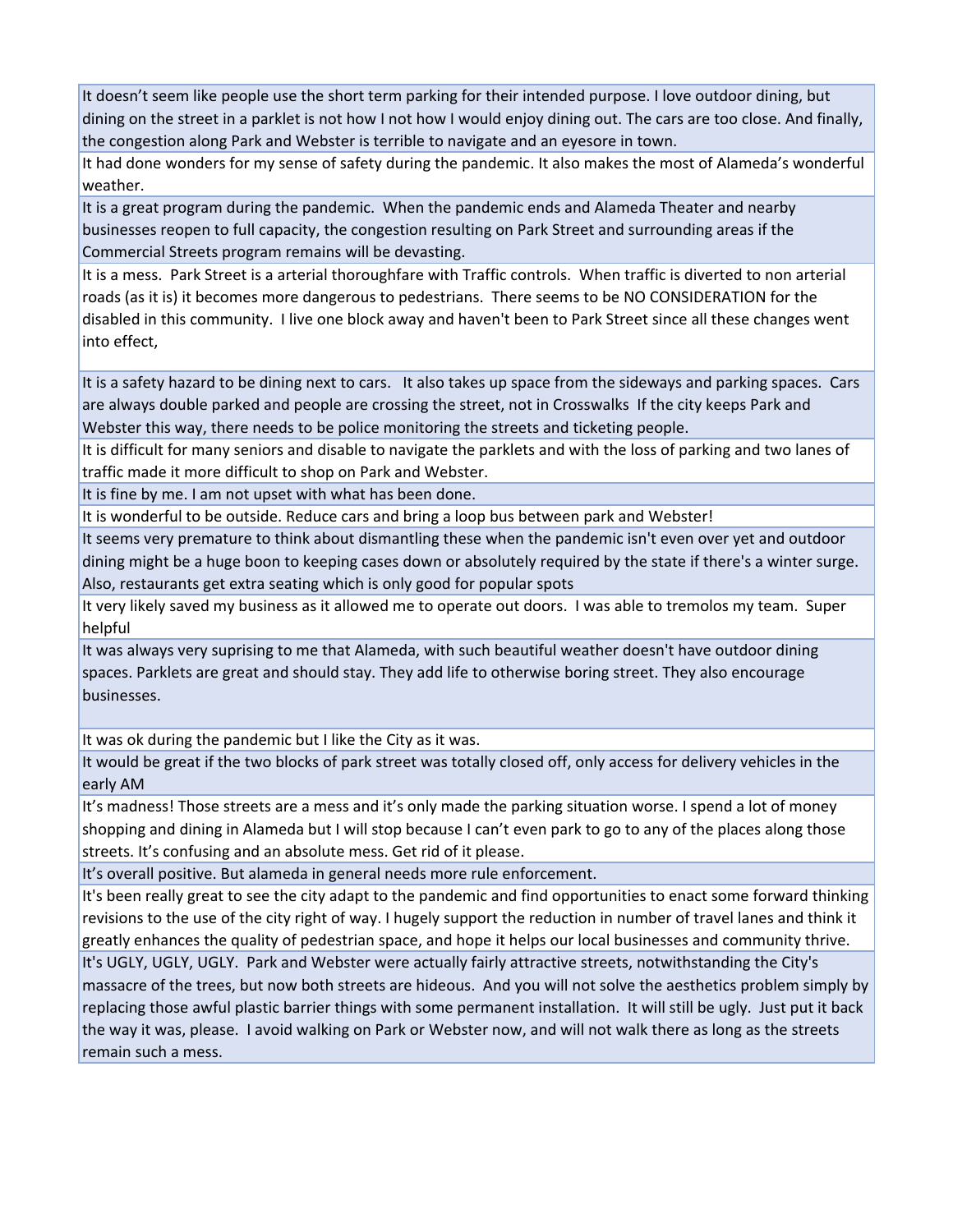| |
|---|
| It doesn't seem like people use the short term parking for their intended purpose. I love outdoor dining, but dining on the street in a parklet is not how I not how I would enjoy dining out. The cars are too close. And finally, the congestion along Park and Webster is terrible to navigate and an eyesore in town. |
| It had done wonders for my sense of safety during the pandemic. It also makes the most of Alameda's wonderful weather. |
| It is a great program during the pandemic. When the pandemic ends and Alameda Theater and nearby businesses reopen to full capacity, the congestion resulting on Park Street and surrounding areas if the Commercial Streets program remains will be devasting. |
| It is a mess. Park Street is a arterial thoroughfare with Traffic controls. When traffic is diverted to non arterial roads (as it is) it becomes more dangerous to pedestrians. There seems to be NO CONSIDERATION for the disabled in this community. I live one block away and haven't been to Park Street since all these changes went into effect, |
| It is a safety hazard to be dining next to cars. It also takes up space from the sideways and parking spaces. Cars are always double parked and people are crossing the street, not in Crosswalks If the city keeps Park and Webster this way, there needs to be police monitoring the streets and ticketing people. |
| It is difficult for many seniors and disable to navigate the parklets and with the loss of parking and two lanes of traffic made it more difficult to shop on Park and Webster. |
| It is fine by me. I am not upset with what has been done. |
| It is wonderful to be outside. Reduce cars and bring a loop bus between park and Webster! |
| It seems very premature to think about dismantling these when the pandemic isn't even over yet and outdoor dining might be a huge boon to keeping cases down or absolutely required by the state if there's a winter surge. Also, restaurants get extra seating which is only good for popular spots |
| It very likely saved my business as it allowed me to operate out doors. I was able to tremolos my team. Super helpful |
| It was always very suprising to me that Alameda, with such beautiful weather doesn't have outdoor dining spaces. Parklets are great and should stay. They add life to otherwise boring street. They also encourage businesses. |
| It was ok during the pandemic but I like the City as it was. |
| It would be great if the two blocks of park street was totally closed off, only access for delivery vehicles in the early AM |
| It's madness! Those streets are a mess and it's only made the parking situation worse. I spend a lot of money shopping and dining in Alameda but I will stop because I can't even park to go to any of the places along those streets. It's confusing and an absolute mess. Get rid of it please. |
| It's overall positive. But alameda in general needs more rule enforcement. |
| It's been really great to see the city adapt to the pandemic and find opportunities to enact some forward thinking revisions to the use of the city right of way. I hugely support the reduction in number of travel lanes and think it greatly enhances the quality of pedestrian space, and hope it helps our local businesses and community thrive. |
| It's UGLY, UGLY, UGLY. Park and Webster were actually fairly attractive streets, notwithstanding the City's massacre of the trees, but now both streets are hideous. And you will not solve the aesthetics problem simply by replacing those awful plastic barrier things with some permanent installation. It will still be ugly. Just put it back the way it was, please. I avoid walking on Park or Webster now, and will not walk there as long as the streets remain such a mess. |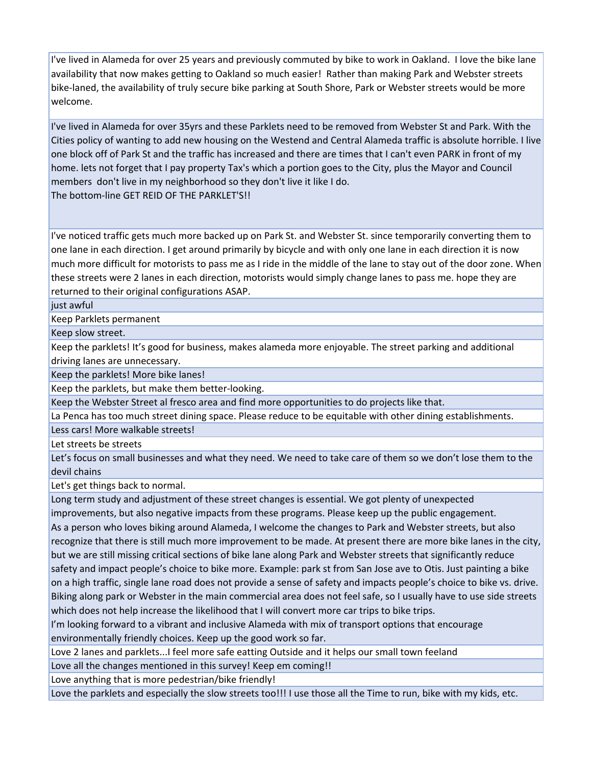| |
|---|
| I've lived in Alameda for over 25 years and previously commuted by bike to work in Oakland. I love the bike lane availability that now makes getting to Oakland so much easier! Rather than making Park and Webster streets bike-laned, the availability of truly secure bike parking at South Shore, Park or Webster streets would be more welcome. |
| I've lived in Alameda for over 35yrs and these Parklets need to be removed from Webster St and Park. With the Cities policy of wanting to add new housing on the Westend and Central Alameda traffic is absolute horrible. I live one block off of Park St and the traffic has increased and there are times that I can't even PARK in front of my home. lets not forget that I pay property Tax's which a portion goes to the City, plus the Mayor and Council members don't live in my neighborhood so they don't live it like I do.<br>The bottom-line GET REID OF THE PARKLET'S!! |
| I've noticed traffic gets much more backed up on Park St. and Webster St. since temporarily converting them to one lane in each direction. I get around primarily by bicycle and with only one lane in each direction it is now much more difficult for motorists to pass me as I ride in the middle of the lane to stay out of the door zone. When these streets were 2 lanes in each direction, motorists would simply change lanes to pass me. hope they are returned to their original configurations ASAP. |
| just awful |
| Keep Parklets permanent |
| Keep slow street. |
| Keep the parklets! It's good for business, makes alameda more enjoyable. The street parking and additional driving lanes are unnecessary. |
| Keep the parklets! More bike lanes! |
| Keep the parklets, but make them better-looking. |
| Keep the Webster Street al fresco area and find more opportunities to do projects like that. |
| La Penca has too much street dining space. Please reduce to be equitable with other dining establishments. |
| Less cars! More walkable streets! |
| Let streets be streets |
| Let's focus on small businesses and what they need. We need to take care of them so we don't lose them to the devil chains |
| Let's get things back to normal. |
| Long term study and adjustment of these street changes is essential. We got plenty of unexpected improvements, but also negative impacts from these programs. Please keep up the public engagement.<br>As a person who loves biking around Alameda, I welcome the changes to Park and Webster streets, but also recognize that there is still much more improvement to be made. At present there are more bike lanes in the city, but we are still missing critical sections of bike lane along Park and Webster streets that significantly reduce safety and impact people's choice to bike more. Example: park st from San Jose ave to Otis. Just painting a bike on a high traffic, single lane road does not provide a sense of safety and impacts people's choice to bike vs. drive. Biking along park or Webster in the main commercial area does not feel safe, so I usually have to use side streets which does not help increase the likelihood that I will convert more car trips to bike trips.<br>I'm looking forward to a vibrant and inclusive Alameda with mix of transport options that encourage environmentally friendly choices. Keep up the good work so far. |
| Love 2 lanes and parklets...I feel more safe eatting Outside and it helps our small town feeland |
| Love all the changes mentioned in this survey! Keep em coming!! |
| Love anything that is more pedestrian/bike friendly! |
| Love the parklets and especially the slow streets too!!! I use those all the Time to run, bike with my kids, etc. |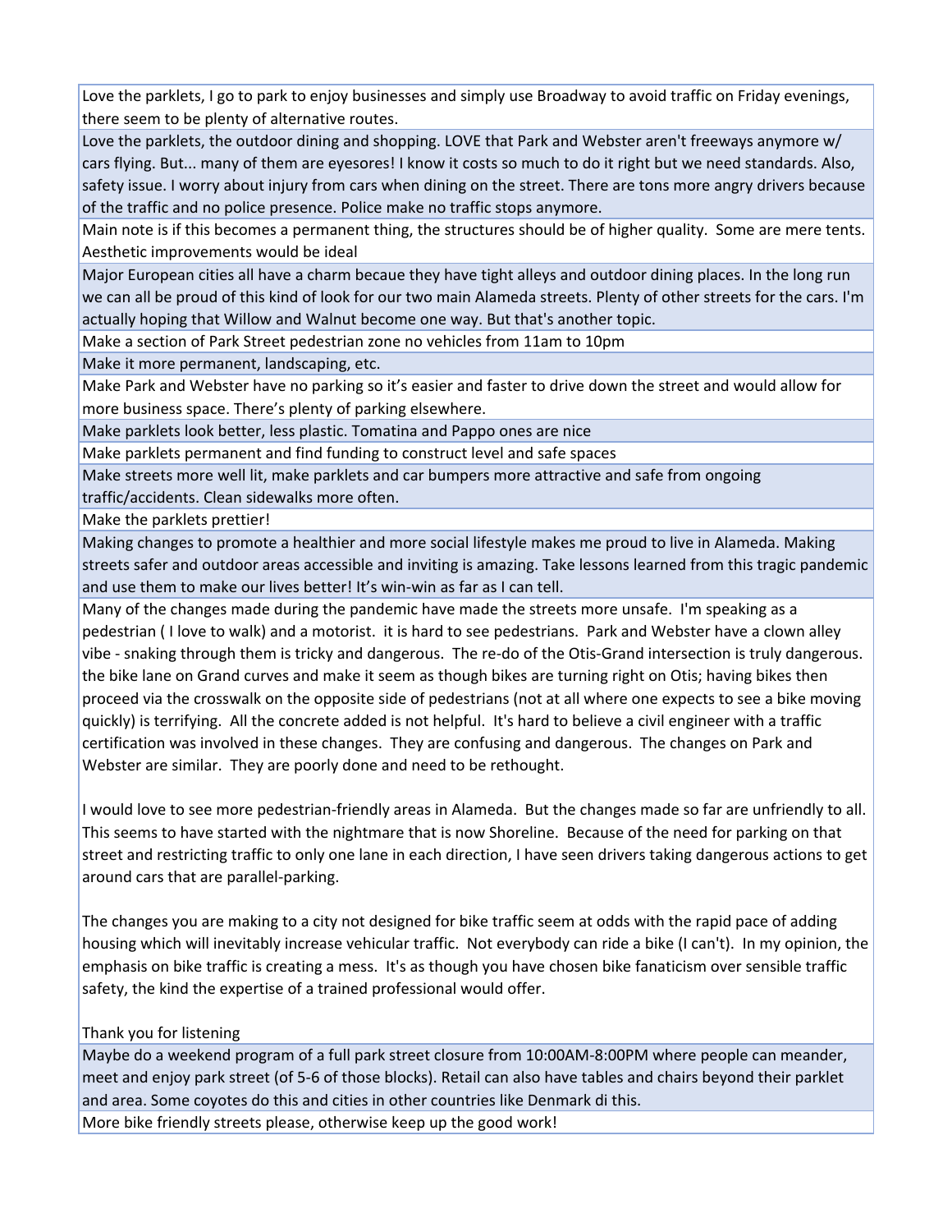| |
|---|
| Love the parklets, I go to park to enjoy businesses and simply use Broadway to avoid traffic on Friday evenings, there seem to be plenty of alternative routes. |
| Love the parklets, the outdoor dining and shopping. LOVE that Park and Webster aren't freeways anymore w/ cars flying. But... many of them are eyesores! I know it costs so much to do it right but we need standards. Also, safety issue. I worry about injury from cars when dining on the street. There are tons more angry drivers because of the traffic and no police presence. Police make no traffic stops anymore. |
| Main note is if this becomes a permanent thing, the structures should be of higher quality. Some are mere tents. Aesthetic improvements would be ideal |
| Major European cities all have a charm becaue they have tight alleys and outdoor dining places. In the long run we can all be proud of this kind of look for our two main Alameda streets. Plenty of other streets for the cars. I'm actually hoping that Willow and Walnut become one way. But that's another topic. |
| Make a section of Park Street pedestrian zone no vehicles from 11am to 10pm |
| Make it more permanent, landscaping, etc. |
| Make Park and Webster have no parking so it's easier and faster to drive down the street and would allow for more business space. There's plenty of parking elsewhere. |
| Make parklets look better, less plastic. Tomatina and Pappo ones are nice |
| Make parklets permanent and find funding to construct level and safe spaces |
| Make streets more well lit, make parklets and car bumpers more attractive and safe from ongoing traffic/accidents. Clean sidewalks more often. |
| Make the parklets prettier! |
| Making changes to promote a healthier and more social lifestyle makes me proud to live in Alameda. Making streets safer and outdoor areas accessible and inviting is amazing. Take lessons learned from this tragic pandemic and use them to make our lives better! It's win-win as far as I can tell. |
| Many of the changes made during the pandemic have made the streets more unsafe. I'm speaking as a pedestrian ( I love to walk) and a motorist. it is hard to see pedestrians. Park and Webster have a clown alley vibe - snaking through them is tricky and dangerous. The re-do of the Otis-Grand intersection is truly dangerous. the bike lane on Grand curves and make it seem as though bikes are turning right on Otis; having bikes then proceed via the crosswalk on the opposite side of pedestrians (not at all where one expects to see a bike moving quickly) is terrifying. All the concrete added is not helpful. It's hard to believe a civil engineer with a traffic certification was involved in these changes. They are confusing and dangerous. The changes on Park and Webster are similar. They are poorly done and need to be rethought.<br><br>I would love to see more pedestrian-friendly areas in Alameda. But the changes made so far are unfriendly to all. This seems to have started with the nightmare that is now Shoreline. Because of the need for parking on that street and restricting traffic to only one lane in each direction, I have seen drivers taking dangerous actions to get around cars that are parallel-parking.<br><br>The changes you are making to a city not designed for bike traffic seem at odds with the rapid pace of adding housing which will inevitably increase vehicular traffic. Not everybody can ride a bike (I can't). In my opinion, the emphasis on bike traffic is creating a mess. It's as though you have chosen bike fanaticism over sensible traffic safety, the kind the expertise of a trained professional would offer.<br><br>Thank you for listening |
| Maybe do a weekend program of a full park street closure from 10:00AM-8:00PM where people can meander, meet and enjoy park street (of 5-6 of those blocks). Retail can also have tables and chairs beyond their parklet and area. Some coyotes do this and cities in other countries like Denmark di this. |
| More bike friendly streets please, otherwise keep up the good work! |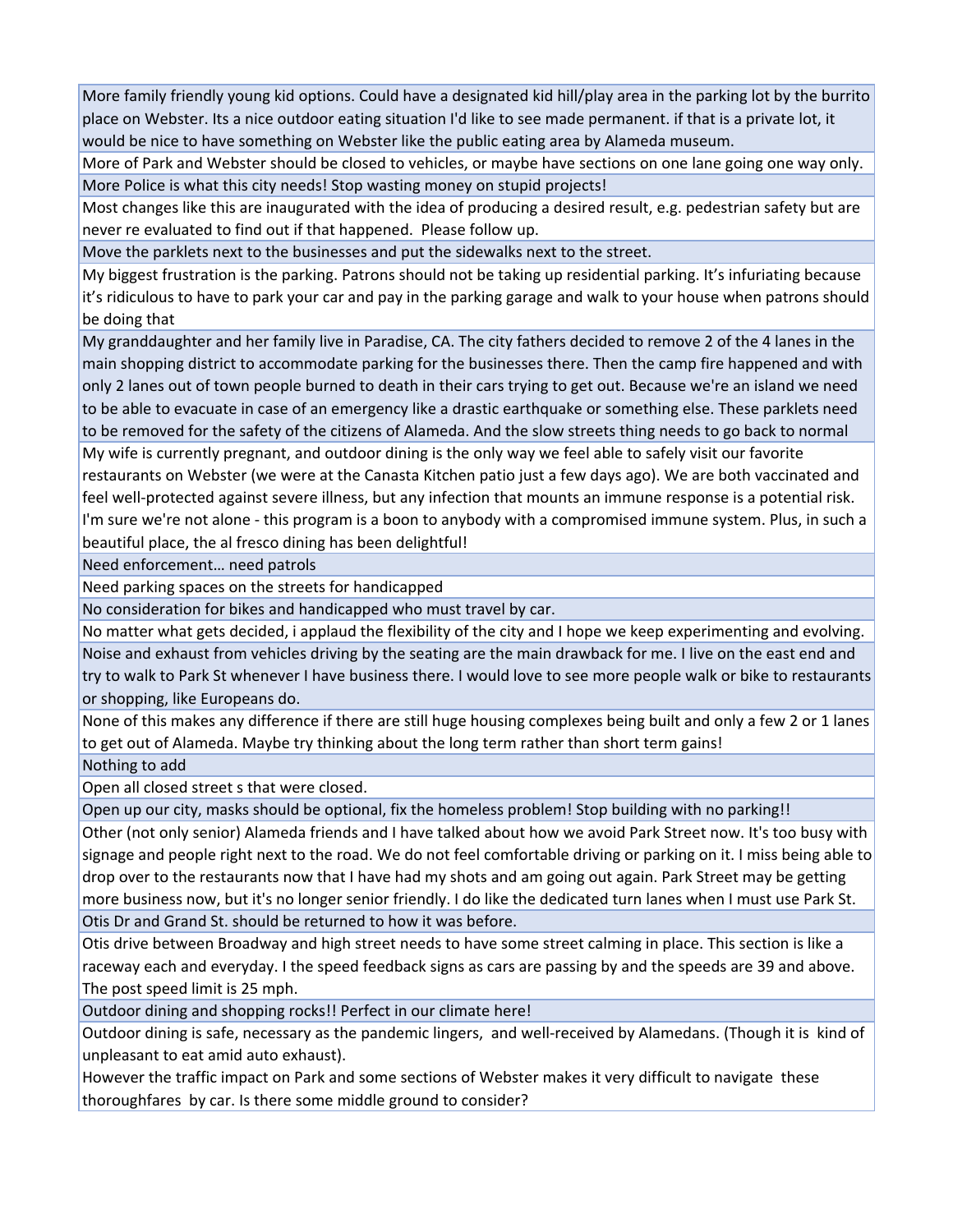| |
|---|
| More family friendly young kid options. Could have a designated kid hill/play area in the parking lot by the burrito place on Webster. Its a nice outdoor eating situation I'd like to see made permanent. if that is a private lot, it would be nice to have something on Webster like the public eating area by Alameda museum. |
| More of Park and Webster should be closed to vehicles, or maybe have sections on one lane going one way only. |
| More Police is what this city needs! Stop wasting money on stupid projects! |
| Most changes like this are inaugurated with the idea of producing a desired result, e.g. pedestrian safety but are never re evaluated to find out if that happened. Please follow up. |
| Move the parklets next to the businesses and put the sidewalks next to the street. |
| My biggest frustration is the parking. Patrons should not be taking up residential parking. It's infuriating because it's ridiculous to have to park your car and pay in the parking garage and walk to your house when patrons should be doing that |
| My granddaughter and her family live in Paradise, CA. The city fathers decided to remove 2 of the 4 lanes in the main shopping district to accommodate parking for the businesses there. Then the camp fire happened and with only 2 lanes out of town people burned to death in their cars trying to get out. Because we're an island we need to be able to evacuate in case of an emergency like a drastic earthquake or something else. These parklets need to be removed for the safety of the citizens of Alameda. And the slow streets thing needs to go back to normal |
| My wife is currently pregnant, and outdoor dining is the only way we feel able to safely visit our favorite restaurants on Webster (we were at the Canasta Kitchen patio just a few days ago). We are both vaccinated and feel well-protected against severe illness, but any infection that mounts an immune response is a potential risk. I'm sure we're not alone - this program is a boon to anybody with a compromised immune system. Plus, in such a beautiful place, the al fresco dining has been delightful! |
| Need enforcement… need patrols |
| Need parking spaces on the streets for handicapped |
| No consideration for bikes and handicapped who must travel by car. |
| No matter what gets decided, i applaud the flexibility of the city and I hope we keep experimenting and evolving. |
| Noise and exhaust from vehicles driving by the seating are the main drawback for me. I live on the east end and try to walk to Park St whenever I have business there. I would love to see more people walk or bike to restaurants or shopping, like Europeans do. |
| None of this makes any difference if there are still huge housing complexes being built and only a few 2 or 1 lanes to get out of Alameda. Maybe try thinking about the long term rather than short term gains! |
| Nothing to add |
| Open all closed street s that were closed. |
| Open up our city, masks should be optional, fix the homeless problem! Stop building with no parking!! |
| Other (not only senior) Alameda friends and I have talked about how we avoid Park Street now. It's too busy with signage and people right next to the road. We do not feel comfortable driving or parking on it. I miss being able to drop over to the restaurants now that I have had my shots and am going out again. Park Street may be getting more business now, but it's no longer senior friendly. I do like the dedicated turn lanes when I must use Park St. |
| Otis Dr and Grand St. should be returned to how it was before. |
| Otis drive between Broadway and high street needs to have some street calming in place. This section is like a raceway each and everyday. I the speed feedback signs as cars are passing by and the speeds are 39 and above. The post speed limit is 25 mph. |
| Outdoor dining and shopping rocks!! Perfect in our climate here! |
| Outdoor dining is safe, necessary as the pandemic lingers, and well-received by Alamedans. (Though it is kind of unpleasant to eat amid auto exhaust).<br>However the traffic impact on Park and some sections of Webster makes it very difficult to navigate these thoroughfares by car. Is there some middle ground to consider? |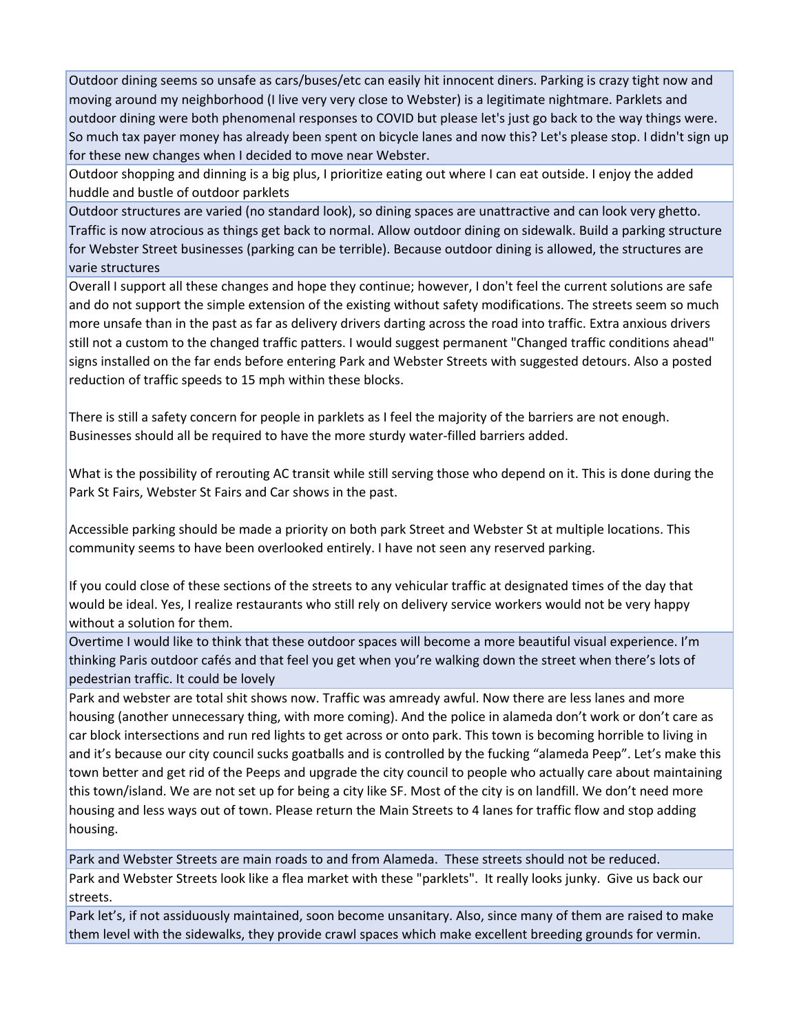| |
|---|
| Outdoor dining seems so unsafe as cars/buses/etc can easily hit innocent diners. Parking is crazy tight now and moving around my neighborhood (I live very very close to Webster) is a legitimate nightmare. Parklets and outdoor dining were both phenomenal responses to COVID but please let's just go back to the way things were. So much tax payer money has already been spent on bicycle lanes and now this? Let's please stop. I didn't sign up for these new changes when I decided to move near Webster. |
| Outdoor shopping and dinning is a big plus, I prioritize eating out where I can eat outside. I enjoy the added huddle and bustle of outdoor parklets |
| Outdoor structures are varied (no standard look), so dining spaces are unattractive and can look very ghetto. Traffic is now atrocious as things get back to normal. Allow outdoor dining on sidewalk. Build a parking structure for Webster Street businesses (parking can be terrible). Because outdoor dining is allowed, the structures are varie structures |
| Overall I support all these changes and hope they continue; however, I don't feel the current solutions are safe and do not support the simple extension of the existing without safety modifications. The streets seem so much more unsafe than in the past as far as delivery drivers darting across the road into traffic. Extra anxious drivers still not a custom to the changed traffic patters. I would suggest permanent "Changed traffic conditions ahead" signs installed on the far ends before entering Park and Webster Streets with suggested detours. Also a posted reduction of traffic speeds to 15 mph within these blocks.<br><br>There is still a safety concern for people in parklets as I feel the majority of the barriers are not enough. Businesses should all be required to have the more sturdy water-filled barriers added.<br><br>What is the possibility of rerouting AC transit while still serving those who depend on it. This is done during the Park St Fairs, Webster St Fairs and Car shows in the past.<br><br>Accessible parking should be made a priority on both park Street and Webster St at multiple locations. This community seems to have been overlooked entirely. I have not seen any reserved parking.<br><br>If you could close of these sections of the streets to any vehicular traffic at designated times of the day that would be ideal. Yes, I realize restaurants who still rely on delivery service workers would not be very happy without a solution for them. |
| Overtime I would like to think that these outdoor spaces will become a more beautiful visual experience. I'm thinking Paris outdoor cafés and that feel you get when you're walking down the street when there's lots of pedestrian traffic. It could be lovely |
| Park and webster are total shit shows now. Traffic was amready awful. Now there are less lanes and more housing (another unnecessary thing, with more coming). And the police in alameda don't work or don't care as car block intersections and run red lights to get across or onto park. This town is becoming horrible to living in and it's because our city council sucks goatballs and is controlled by the fucking "alameda Peep". Let's make this town better and get rid of the Peeps and upgrade the city council to people who actually care about maintaining this town/island. We are not set up for being a city like SF. Most of the city is on landfill. We don't need more housing and less ways out of town. Please return the Main Streets to 4 lanes for traffic flow and stop adding housing. |
| Park and Webster Streets are main roads to and from Alameda. These streets should not be reduced. |
| Park and Webster Streets look like a flea market with these "parklets". It really looks junky. Give us back our streets. |
| Park let's, if not assiduously maintained, soon become unsanitary. Also, since many of them are raised to make them level with the sidewalks, they provide crawl spaces which make excellent breeding grounds for vermin. |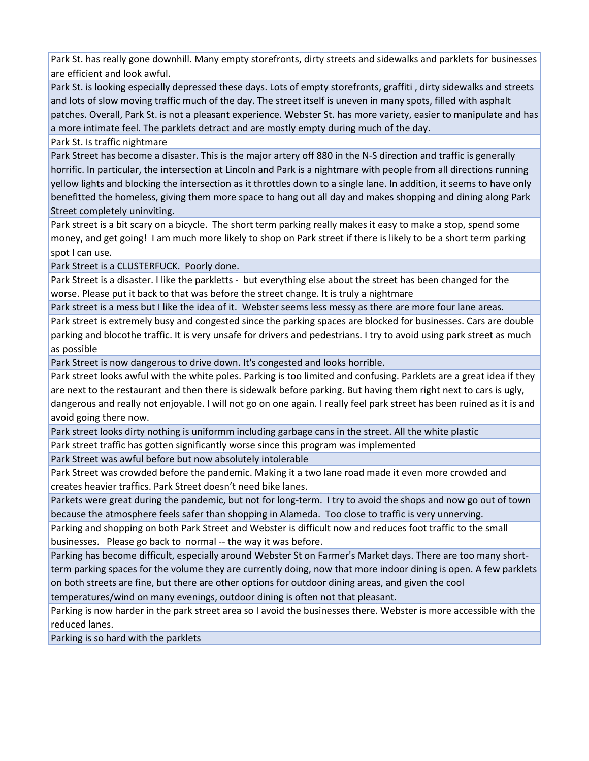| |
|---|
| Park St. has really gone downhill. Many empty storefronts, dirty streets and sidewalks and parklets for businesses are efficient and look awful. |
| Park St. is looking especially depressed these days. Lots of empty storefronts, graffiti , dirty sidewalks and streets and lots of slow moving traffic much of the day. The street itself is uneven in many spots, filled with asphalt patches. Overall, Park St. is not a pleasant experience. Webster St. has more variety, easier to manipulate and has a more intimate feel. The parklets detract and are mostly empty during much of the day. |
| Park St. Is traffic nightmare |
| Park Street has become a disaster. This is the major artery off 880 in the N-S direction and traffic is generally horrific. In particular, the intersection at Lincoln and Park is a nightmare with people from all directions running yellow lights and blocking the intersection as it throttles down to a single lane. In addition, it seems to have only benefitted the homeless, giving them more space to hang out all day and makes shopping and dining along Park Street completely uninviting. |
| Park street is a bit scary on a bicycle. The short term parking really makes it easy to make a stop, spend some money, and get going! I am much more likely to shop on Park street if there is likely to be a short term parking spot I can use. |
| Park Street is a CLUSTERFUCK. Poorly done. |
| Park Street is a disaster. I like the parkletts - but everything else about the street has been changed for the worse. Please put it back to that was before the street change. It is truly a nightmare |
| Park street is a mess but I like the idea of it. Webster seems less messy as there are more four lane areas. |
| Park street is extremely busy and congested since the parking spaces are blocked for businesses. Cars are double parking and blocothe traffic. It is very unsafe for drivers and pedestrians. I try to avoid using park street as much as possible |
| Park Street is now dangerous to drive down. It's congested and looks horrible. |
| Park street looks awful with the white poles. Parking is too limited and confusing. Parklets are a great idea if they are next to the restaurant and then there is sidewalk before parking. But having them right next to cars is ugly, dangerous and really not enjoyable. I will not go on one again. I really feel park street has been ruined as it is and avoid going there now. |
| Park street looks dirty nothing is uniformm including garbage cans in the street. All the white plastic |
| Park street traffic has gotten significantly worse since this program was implemented |
| Park Street was awful before but now absolutely intolerable |
| Park Street was crowded before the pandemic. Making it a two lane road made it even more crowded and creates heavier traffics. Park Street doesn't need bike lanes. |
| Parkets were great during the pandemic, but not for long-term. I try to avoid the shops and now go out of town because the atmosphere feels safer than shopping in Alameda. Too close to traffic is very unnerving. |
| Parking and shopping on both Park Street and Webster is difficult now and reduces foot traffic to the small businesses. Please go back to normal -- the way it was before. |
| Parking has become difficult, especially around Webster St on Farmer's Market days. There are too many short-term parking spaces for the volume they are currently doing, now that more indoor dining is open. A few parklets on both streets are fine, but there are other options for outdoor dining areas, and given the cool temperatures/wind on many evenings, outdoor dining is often not that pleasant. |
| Parking is now harder in the park street area so I avoid the businesses there. Webster is more accessible with the reduced lanes. |
| Parking is so hard with the parklets |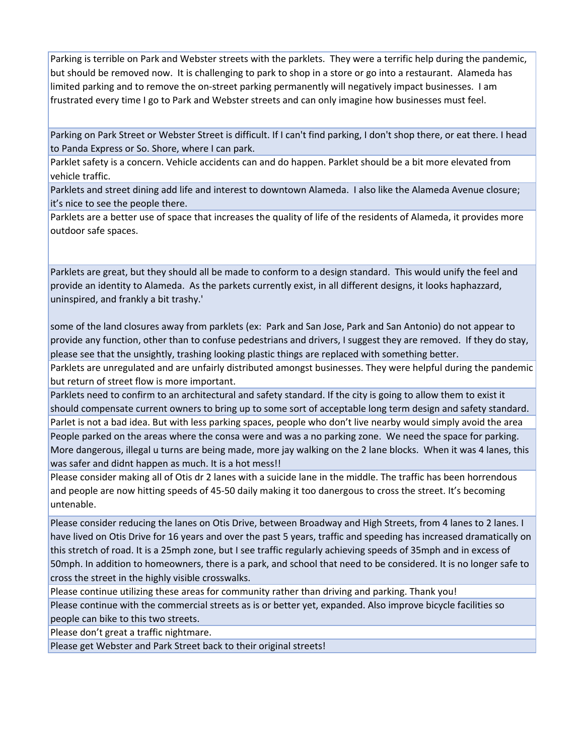| |
|---|
| Parking is terrible on Park and Webster streets with the parklets. They were a terrific help during the pandemic, but should be removed now. It is challenging to park to shop in a store or go into a restaurant. Alameda has limited parking and to remove the on-street parking permanently will negatively impact businesses. I am frustrated every time I go to Park and Webster streets and can only imagine how businesses must feel. |
| Parking on Park Street or Webster Street is difficult. If I can't find parking, I don't shop there, or eat there. I head to Panda Express or So. Shore, where I can park. |
| Parklet safety is a concern. Vehicle accidents can and do happen. Parklet should be a bit more elevated from vehicle traffic. |
| Parklets and street dining add life and interest to downtown Alameda. I also like the Alameda Avenue closure; it's nice to see the people there. |
| Parklets are a better use of space that increases the quality of life of the residents of Alameda, it provides more outdoor safe spaces. |
| Parklets are great, but they should all be made to conform to a design standard. This would unify the feel and provide an identity to Alameda. As the parkets currently exist, in all different designs, it looks haphazzard, uninspired, and frankly a bit trashy.'<br><br>some of the land closures away from parklets (ex: Park and San Jose, Park and San Antonio) do not appear to provide any function, other than to confuse pedestrians and drivers, I suggest they are removed. If they do stay, please see that the unsightly, trashing looking plastic things are replaced with something better. |
| Parklets are unregulated and are unfairly distributed amongst businesses. They were helpful during the pandemic but return of street flow is more important. |
| Parklets need to confirm to an architectural and safety standard. If the city is going to allow them to exist it should compensate current owners to bring up to some sort of acceptable long term design and safety standard. |
| Parlet is not a bad idea. But with less parking spaces, people who don't live nearby would simply avoid the area |
| People parked on the areas where the consa were and was a no parking zone. We need the space for parking. More dangerous, illegal u turns are being made, more jay walking on the 2 lane blocks. When it was 4 lanes, this was safer and didnt happen as much. It is a hot mess!! |
| Please consider making all of Otis dr 2 lanes with a suicide lane in the middle. The traffic has been horrendous and people are now hitting speeds of 45-50 daily making it too danergous to cross the street. It's becoming untenable. |
| Please consider reducing the lanes on Otis Drive, between Broadway and High Streets, from 4 lanes to 2 lanes. I have lived on Otis Drive for 16 years and over the past 5 years, traffic and speeding has increased dramatically on this stretch of road. It is a 25mph zone, but I see traffic regularly achieving speeds of 35mph and in excess of 50mph. In addition to homeowners, there is a park, and school that need to be considered. It is no longer safe to cross the street in the highly visible crosswalks. |
| Please continue utilizing these areas for community rather than driving and parking. Thank you! |
| Please continue with the commercial streets as is or better yet, expanded. Also improve bicycle facilities so people can bike to this two streets. |
| Please don't great a traffic nightmare. |
| Please get Webster and Park Street back to their original streets! |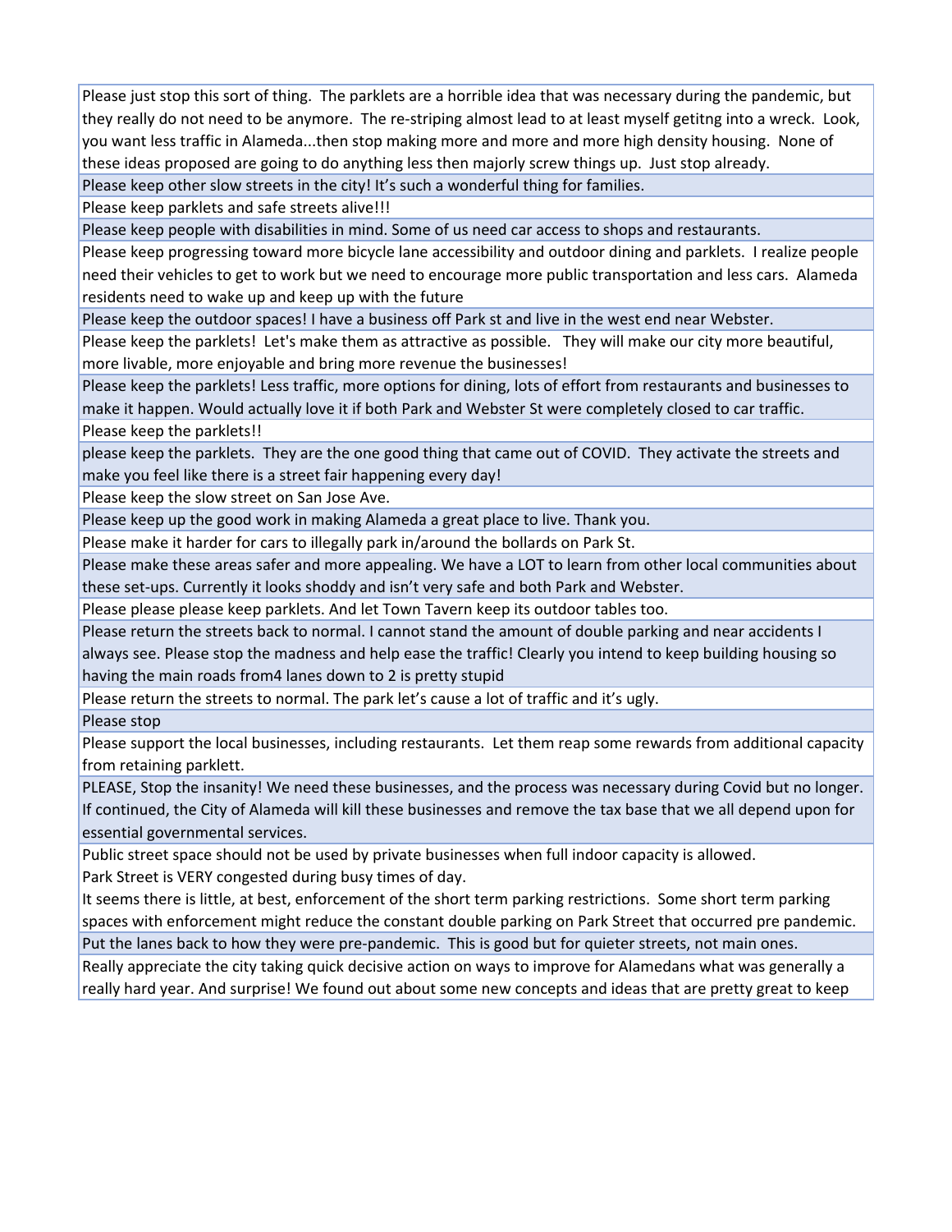| |
|---|
| Please just stop this sort of thing. The parklets are a horrible idea that was necessary during the pandemic, but they really do not need to be anymore. The re-striping almost lead to at least myself getitng into a wreck. Look, you want less traffic in Alameda...then stop making more and more and more high density housing. None of these ideas proposed are going to do anything less then majorly screw things up. Just stop already. |
| Please keep other slow streets in the city! It's such a wonderful thing for families. |
| Please keep parklets and safe streets alive!!! |
| Please keep people with disabilities in mind. Some of us need car access to shops and restaurants. |
| Please keep progressing toward more bicycle lane accessibility and outdoor dining and parklets. I realize people need their vehicles to get to work but we need to encourage more public transportation and less cars. Alameda residents need to wake up and keep up with the future |
| Please keep the outdoor spaces! I have a business off Park st and live in the west end near Webster. |
| Please keep the parklets! Let's make them as attractive as possible. They will make our city more beautiful, more livable, more enjoyable and bring more revenue the businesses! |
| Please keep the parklets! Less traffic, more options for dining, lots of effort from restaurants and businesses to make it happen. Would actually love it if both Park and Webster St were completely closed to car traffic. |
| Please keep the parklets!! |
| please keep the parklets. They are the one good thing that came out of COVID. They activate the streets and make you feel like there is a street fair happening every day! |
| Please keep the slow street on San Jose Ave. |
| Please keep up the good work in making Alameda a great place to live. Thank you. |
| Please make it harder for cars to illegally park in/around the bollards on Park St. |
| Please make these areas safer and more appealing. We have a LOT to learn from other local communities about these set-ups. Currently it looks shoddy and isn't very safe and both Park and Webster. |
| Please please please keep parklets. And let Town Tavern keep its outdoor tables too. |
| Please return the streets back to normal. I cannot stand the amount of double parking and near accidents I always see. Please stop the madness and help ease the traffic! Clearly you intend to keep building housing so having the main roads from4 lanes down to 2 is pretty stupid |
| Please return the streets to normal. The park let's cause a lot of traffic and it's ugly. |
| Please stop |
| Please support the local businesses, including restaurants. Let them reap some rewards from additional capacity from retaining parklett. |
| PLEASE, Stop the insanity! We need these businesses, and the process was necessary during Covid but no longer. If continued, the City of Alameda will kill these businesses and remove the tax base that we all depend upon for essential governmental services. |
| Public street space should not be used by private businesses when full indoor capacity is allowed. Park Street is VERY congested during busy times of day. It seems there is little, at best, enforcement of the short term parking restrictions. Some short term parking spaces with enforcement might reduce the constant double parking on Park Street that occurred pre pandemic. |
| Put the lanes back to how they were pre-pandemic. This is good but for quieter streets, not main ones. |
| Really appreciate the city taking quick decisive action on ways to improve for Alamedans what was generally a really hard year. And surprise! We found out about some new concepts and ideas that are pretty great to keep |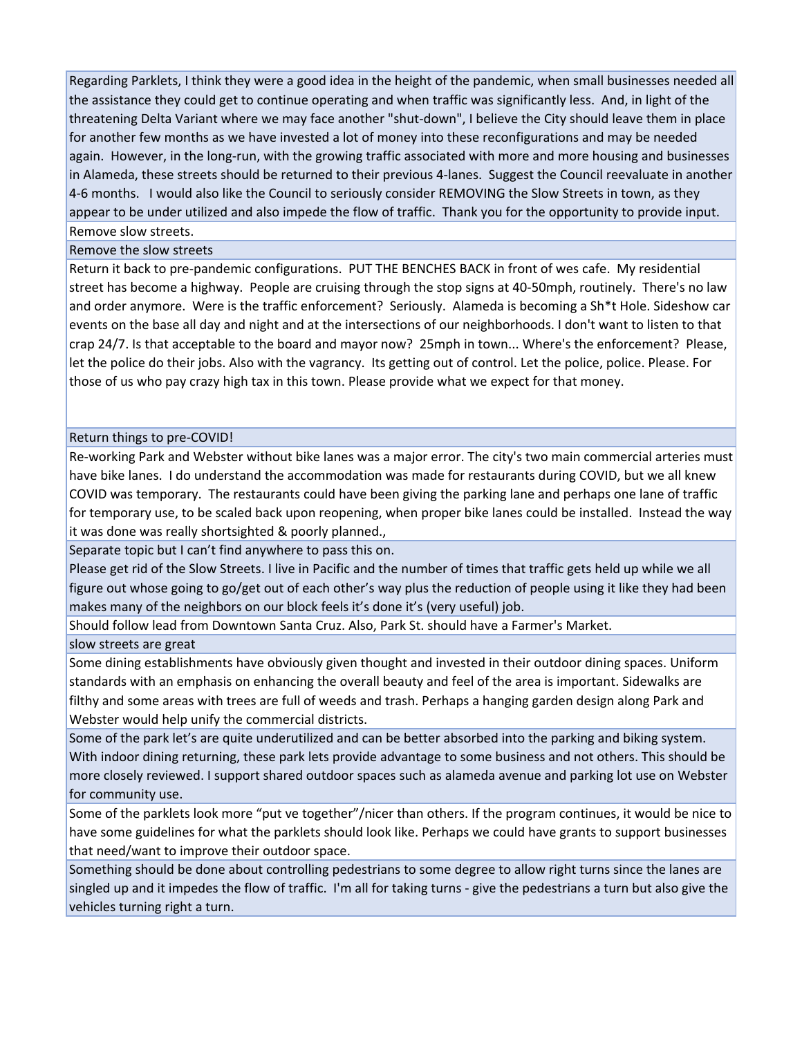| |
|---|
| Regarding Parklets, I think they were a good idea in the height of the pandemic, when small businesses needed all the assistance they could get to continue operating and when traffic was significantly less. And, in light of the threatening Delta Variant where we may face another "shut-down", I believe the City should leave them in place for another few months as we have invested a lot of money into these reconfigurations and may be needed again. However, in the long-run, with the growing traffic associated with more and more housing and businesses in Alameda, these streets should be returned to their previous 4-lanes. Suggest the Council reevaluate in another 4-6 months. I would also like the Council to seriously consider REMOVING the Slow Streets in town, as they appear to be under utilized and also impede the flow of traffic. Thank you for the opportunity to provide input. |
| Remove slow streets. |
| Remove the slow streets |
| Return it back to pre-pandemic configurations. PUT THE BENCHES BACK in front of wes cafe. My residential street has become a highway. People are cruising through the stop signs at 40-50mph, routinely. There's no law and order anymore. Were is the traffic enforcement? Seriously. Alameda is becoming a Sh*t Hole. Sideshow car events on the base all day and night and at the intersections of our neighborhoods. I don't want to listen to that crap 24/7. Is that acceptable to the board and mayor now? 25mph in town... Where's the enforcement? Please, let the police do their jobs. Also with the vagrancy. Its getting out of control. Let the police, police. Please. For those of us who pay crazy high tax in this town. Please provide what we expect for that money. |
| Return things to pre-COVID! |
| Re-working Park and Webster without bike lanes was a major error. The city's two main commercial arteries must have bike lanes. I do understand the accommodation was made for restaurants during COVID, but we all knew COVID was temporary. The restaurants could have been giving the parking lane and perhaps one lane of traffic for temporary use, to be scaled back upon reopening, when proper bike lanes could be installed. Instead the way it was done was really shortsighted & poorly planned., |
| Separate topic but I can't find anywhere to pass this on.<br>Please get rid of the Slow Streets. I live in Pacific and the number of times that traffic gets held up while we all figure out whose going to go/get out of each other's way plus the reduction of people using it like they had been makes many of the neighbors on our block feels it's done it's (very useful) job. |
| Should follow lead from Downtown Santa Cruz. Also, Park St. should have a Farmer's Market. |
| slow streets are great |
| Some dining establishments have obviously given thought and invested in their outdoor dining spaces. Uniform standards with an emphasis on enhancing the overall beauty and feel of the area is important. Sidewalks are filthy and some areas with trees are full of weeds and trash. Perhaps a hanging garden design along Park and Webster would help unify the commercial districts. |
| Some of the park let's are quite underutilized and can be better absorbed into the parking and biking system. With indoor dining returning, these park lets provide advantage to some business and not others. This should be more closely reviewed. I support shared outdoor spaces such as alameda avenue and parking lot use on Webster for community use. |
| Some of the parklets look more "put ve together"/nicer than others. If the program continues, it would be nice to have some guidelines for what the parklets should look like. Perhaps we could have grants to support businesses that need/want to improve their outdoor space. |
| Something should be done about controlling pedestrians to some degree to allow right turns since the lanes are singled up and it impedes the flow of traffic. I'm all for taking turns - give the pedestrians a turn but also give the vehicles turning right a turn. |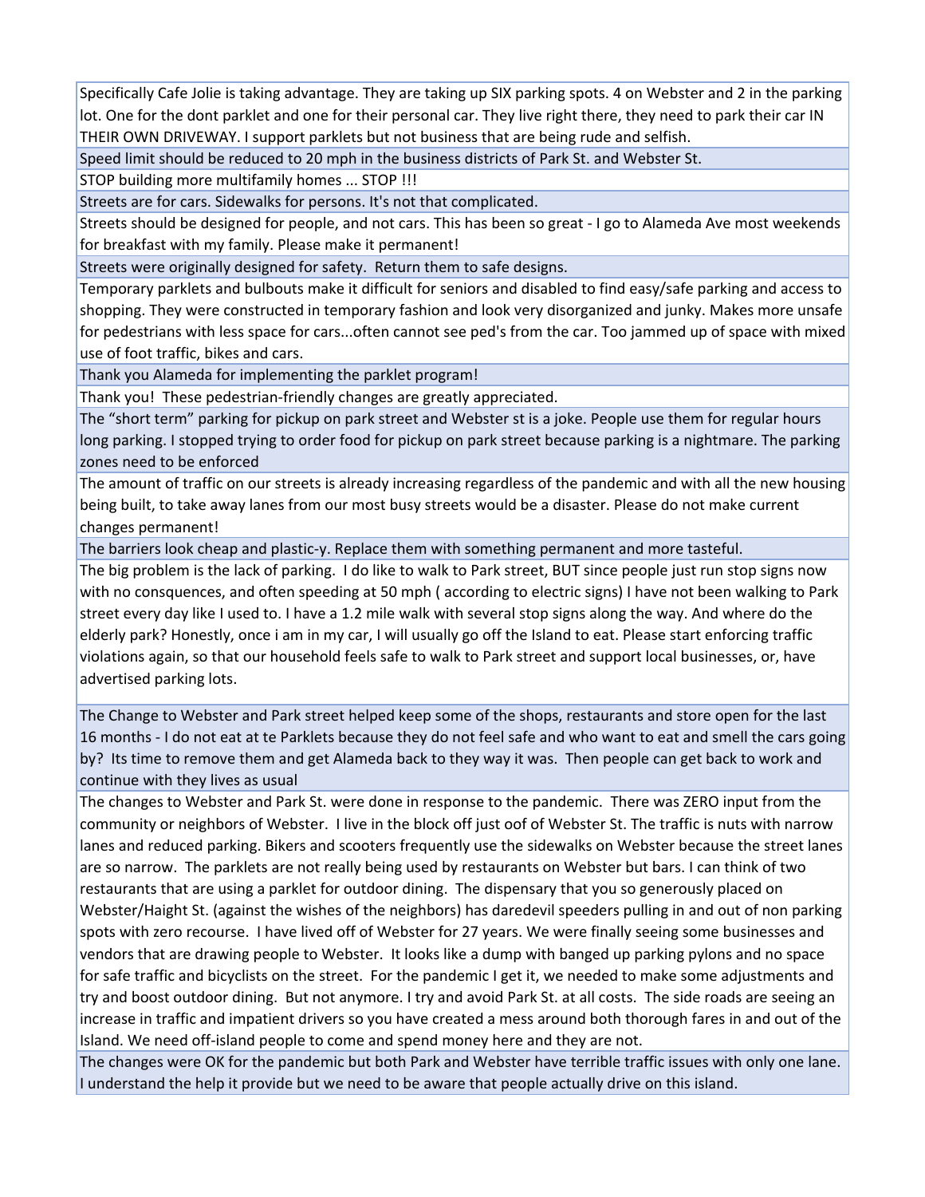| |
|---|
| Specifically Cafe Jolie is taking advantage. They are taking up SIX parking spots. 4 on Webster and 2 in the parking lot. One for the dont parklet and one for their personal car. They live right there, they need to park their car IN THEIR OWN DRIVEWAY. I support parklets but not business that are being rude and selfish. |
| Speed limit should be reduced to 20 mph in the business districts of Park St. and Webster St. |
| STOP building more multifamily homes ... STOP !!! |
| Streets are for cars. Sidewalks for persons. It's not that complicated. |
| Streets should be designed for people, and not cars. This has been so great - I go to Alameda Ave most weekends for breakfast with my family. Please make it permanent! |
| Streets were originally designed for safety.  Return them to safe designs. |
| Temporary parklets and bulbouts make it difficult for seniors and disabled to find easy/safe parking and access to shopping. They were constructed in temporary fashion and look very disorganized and junky. Makes more unsafe for pedestrians with less space for cars...often cannot see ped's from the car. Too jammed up of space with mixed use of foot traffic, bikes and cars. |
| Thank you Alameda for implementing the parklet program! |
| Thank you!  These pedestrian-friendly changes are greatly appreciated. |
| The "short term" parking for pickup on park street and Webster st is a joke. People use them for regular hours long parking. I stopped trying to order food for pickup on park street because parking is a nightmare. The parking zones need to be enforced |
| The amount of traffic on our streets is already increasing regardless of the pandemic and with all the new housing being built, to take away lanes from our most busy streets would be a disaster. Please do not make current changes permanent! |
| The barriers look cheap and plastic-y. Replace them with something permanent and more tasteful. |
| The big problem is the lack of parking.  I do like to walk to Park street, BUT since people just run stop signs now with no consquences, and often speeding at 50 mph ( according to electric signs) I have not been walking to Park street every day like I used to. I have a 1.2 mile walk with several stop signs along the way. And where do the elderly park? Honestly, once i am in my car, I will usually go off the Island to eat. Please start enforcing traffic violations again, so that our household feels safe to walk to Park street and support local businesses, or, have advertised parking lots. |
| The Change to Webster and Park street helped keep some of the shops, restaurants and store open for the last 16 months - I do not eat at te Parklets because they do not feel safe and who want to eat and smell the cars going by?  Its time to remove them and get Alameda back to they way it was.  Then people can get back to work and continue with they lives as usual |
| The changes to Webster and Park St. were done in response to the pandemic.  There was ZERO input from the community or neighbors of Webster.  I live in the block off just oof of Webster St. The traffic is nuts with narrow lanes and reduced parking. Bikers and scooters frequently use the sidewalks on Webster because the street lanes are so narrow.  The parklets are not really being used by restaurants on Webster but bars. I can think of two restaurants that are using a parklet for outdoor dining.  The dispensary that you so generously placed on Webster/Haight St. (against the wishes of the neighbors) has daredevil speeders pulling in and out of non parking spots with zero recourse.  I have lived off of Webster for 27 years. We were finally seeing some businesses and vendors that are drawing people to Webster.  It looks like a dump with banged up parking pylons and no space for safe traffic and bicyclists on the street.  For the pandemic I get it, we needed to make some adjustments and try and boost outdoor dining.  But not anymore. I try and avoid Park St. at all costs.  The side roads are seeing an increase in traffic and impatient drivers so you have created a mess around both thorough fares in and out of the Island. We need off-island people to come and spend money here and they are not. |
| The changes were OK for the pandemic but both Park and Webster have terrible traffic issues with only one lane. I understand the help it provide but we need to be aware that people actually drive on this island. |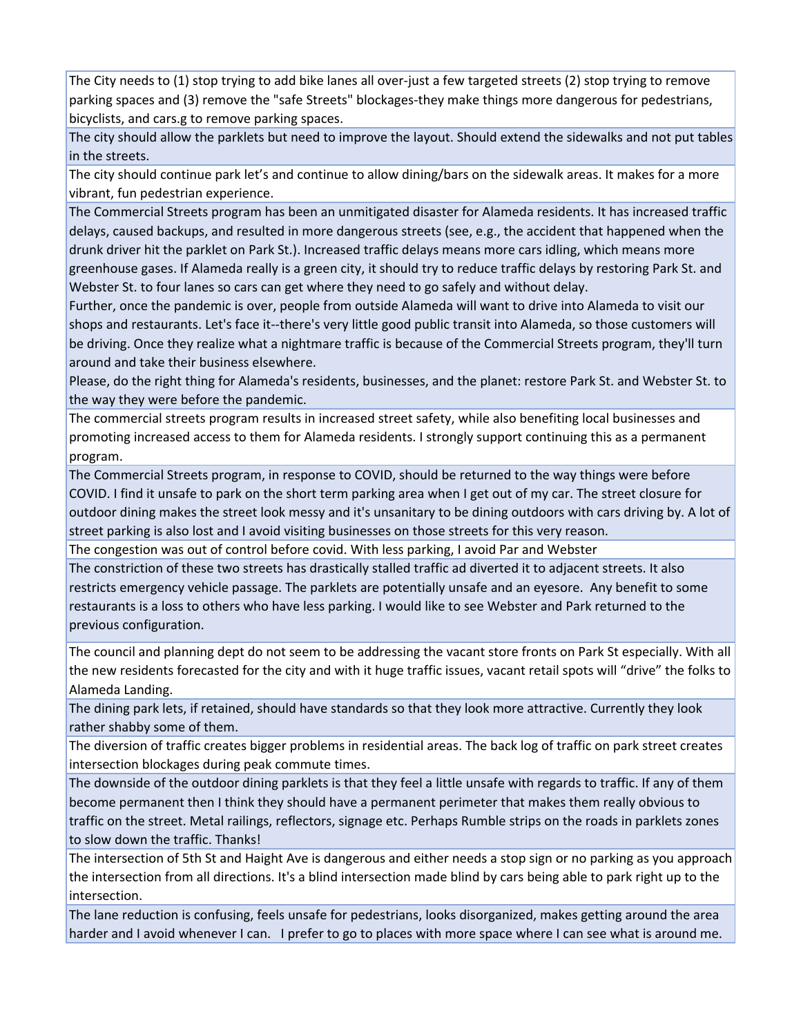| |
|---|
| The City needs to (1) stop trying to add bike lanes all over-just a few targeted streets (2) stop trying to remove parking spaces and (3) remove the "safe Streets" blockages-they make things more dangerous for pedestrians, bicyclists, and cars.g to remove parking spaces. |
| The city should allow the parklets but need to improve the layout. Should extend the sidewalks and not put tables in the streets. |
| The city should continue park let's and continue to allow dining/bars on the sidewalk areas. It makes for a more vibrant, fun pedestrian experience. |
| The Commercial Streets program has been an unmitigated disaster for Alameda residents. It has increased traffic delays, caused backups, and resulted in more dangerous streets (see, e.g., the accident that happened when the drunk driver hit the parklet on Park St.). Increased traffic delays means more cars idling, which means more greenhouse gases. If Alameda really is a green city, it should try to reduce traffic delays by restoring Park St. and Webster St. to four lanes so cars can get where they need to go safely and without delay.<br>Further, once the pandemic is over, people from outside Alameda will want to drive into Alameda to visit our shops and restaurants. Let's face it--there's very little good public transit into Alameda, so those customers will be driving. Once they realize what a nightmare traffic is because of the Commercial Streets program, they'll turn around and take their business elsewhere.<br>Please, do the right thing for Alameda's residents, businesses, and the planet: restore Park St. and Webster St. to the way they were before the pandemic. |
| The commercial streets program results in increased street safety, while also benefiting local businesses and promoting increased access to them for Alameda residents. I strongly support continuing this as a permanent program. |
| The Commercial Streets program, in response to COVID, should be returned to the way things were before COVID. I find it unsafe to park on the short term parking area when I get out of my car. The street closure for outdoor dining makes the street look messy and it's unsanitary to be dining outdoors with cars driving by. A lot of street parking is also lost and I avoid visiting businesses on those streets for this very reason. |
| The congestion was out of control before covid. With less parking, I avoid Par and Webster |
| The constriction of these two streets has drastically stalled traffic ad diverted it to adjacent streets. It also restricts emergency vehicle passage. The parklets are potentially unsafe and an eyesore. Any benefit to some restaurants is a loss to others who have less parking. I would like to see Webster and Park returned to the previous configuration. |
| The council and planning dept do not seem to be addressing the vacant store fronts on Park St especially. With all the new residents forecasted for the city and with it huge traffic issues, vacant retail spots will "drive" the folks to Alameda Landing. |
| The dining park lets, if retained, should have standards so that they look more attractive. Currently they look rather shabby some of them. |
| The diversion of traffic creates bigger problems in residential areas. The back log of traffic on park street creates intersection blockages during peak commute times. |
| The downside of the outdoor dining parklets is that they feel a little unsafe with regards to traffic. If any of them become permanent then I think they should have a permanent perimeter that makes them really obvious to traffic on the street. Metal railings, reflectors, signage etc. Perhaps Rumble strips on the roads in parklets zones to slow down the traffic. Thanks! |
| The intersection of 5th St and Haight Ave is dangerous and either needs a stop sign or no parking as you approach the intersection from all directions. It's a blind intersection made blind by cars being able to park right up to the intersection. |
| The lane reduction is confusing, feels unsafe for pedestrians, looks disorganized, makes getting around the area harder and I avoid whenever I can. I prefer to go to places with more space where I can see what is around me. |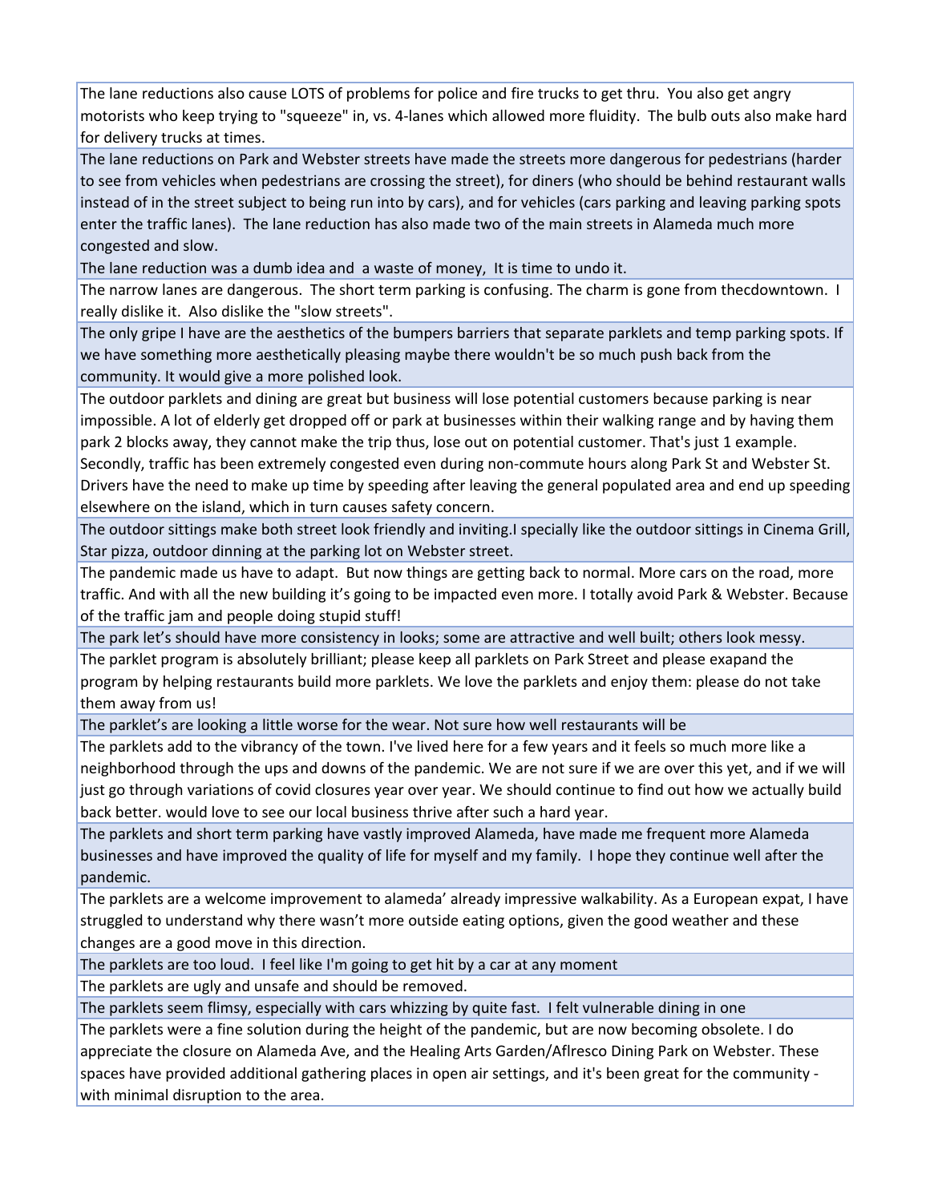| |
|---|
| The lane reductions also cause LOTS of problems for police and fire trucks to get thru. You also get angry motorists who keep trying to "squeeze" in, vs. 4-lanes which allowed more fluidity. The bulb outs also make hard for delivery trucks at times. |
| The lane reductions on Park and Webster streets have made the streets more dangerous for pedestrians (harder to see from vehicles when pedestrians are crossing the street), for diners (who should be behind restaurant walls instead of in the street subject to being run into by cars), and for vehicles (cars parking and leaving parking spots enter the traffic lanes). The lane reduction has also made two of the main streets in Alameda much more congested and slow. |
| The lane reduction was a dumb idea and a waste of money, It is time to undo it. |
| The narrow lanes are dangerous. The short term parking is confusing. The charm is gone from thecdowntown. I really dislike it. Also dislike the "slow streets". |
| The only gripe I have are the aesthetics of the bumpers barriers that separate parklets and temp parking spots. If we have something more aesthetically pleasing maybe there wouldn't be so much push back from the community. It would give a more polished look. |
| The outdoor parklets and dining are great but business will lose potential customers because parking is near impossible. A lot of elderly get dropped off or park at businesses within their walking range and by having them park 2 blocks away, they cannot make the trip thus, lose out on potential customer. That's just 1 example. Secondly, traffic has been extremely congested even during non-commute hours along Park St and Webster St. Drivers have the need to make up time by speeding after leaving the general populated area and end up speeding elsewhere on the island, which in turn causes safety concern. |
| The outdoor sittings make both street look friendly and inviting.I specially like the outdoor sittings in Cinema Grill, Star pizza, outdoor dinning at the parking lot on Webster street. |
| The pandemic made us have to adapt. But now things are getting back to normal. More cars on the road, more traffic. And with all the new building it’s going to be impacted even more. I totally avoid Park & Webster. Because of the traffic jam and people doing stupid stuff! |
| The park let’s should have more consistency in looks; some are attractive and well built; others look messy. |
| The parklet program is absolutely brilliant; please keep all parklets on Park Street and please exapand the program by helping restaurants build more parklets. We love the parklets and enjoy them: please do not take them away from us! |
| The parklet’s are looking a little worse for the wear. Not sure how well restaurants will be |
| The parklets add to the vibrancy of the town. I've lived here for a few years and it feels so much more like a neighborhood through the ups and downs of the pandemic. We are not sure if we are over this yet, and if we will just go through variations of covid closures year over year. We should continue to find out how we actually build back better. would love to see our local business thrive after such a hard year. |
| The parklets and short term parking have vastly improved Alameda, have made me frequent more Alameda businesses and have improved the quality of life for myself and my family. I hope they continue well after the pandemic. |
| The parklets are a welcome improvement to alameda’ already impressive walkability. As a European expat, I have struggled to understand why there wasn’t more outside eating options, given the good weather and these changes are a good move in this direction. |
| The parklets are too loud. I feel like I'm going to get hit by a car at any moment |
| The parklets are ugly and unsafe and should be removed. |
| The parklets seem flimsy, especially with cars whizzing by quite fast. I felt vulnerable dining in one |
| The parklets were a fine solution during the height of the pandemic, but are now becoming obsolete. I do appreciate the closure on Alameda Ave, and the Healing Arts Garden/Aflresco Dining Park on Webster. These spaces have provided additional gathering places in open air settings, and it's been great for the community - with minimal disruption to the area. |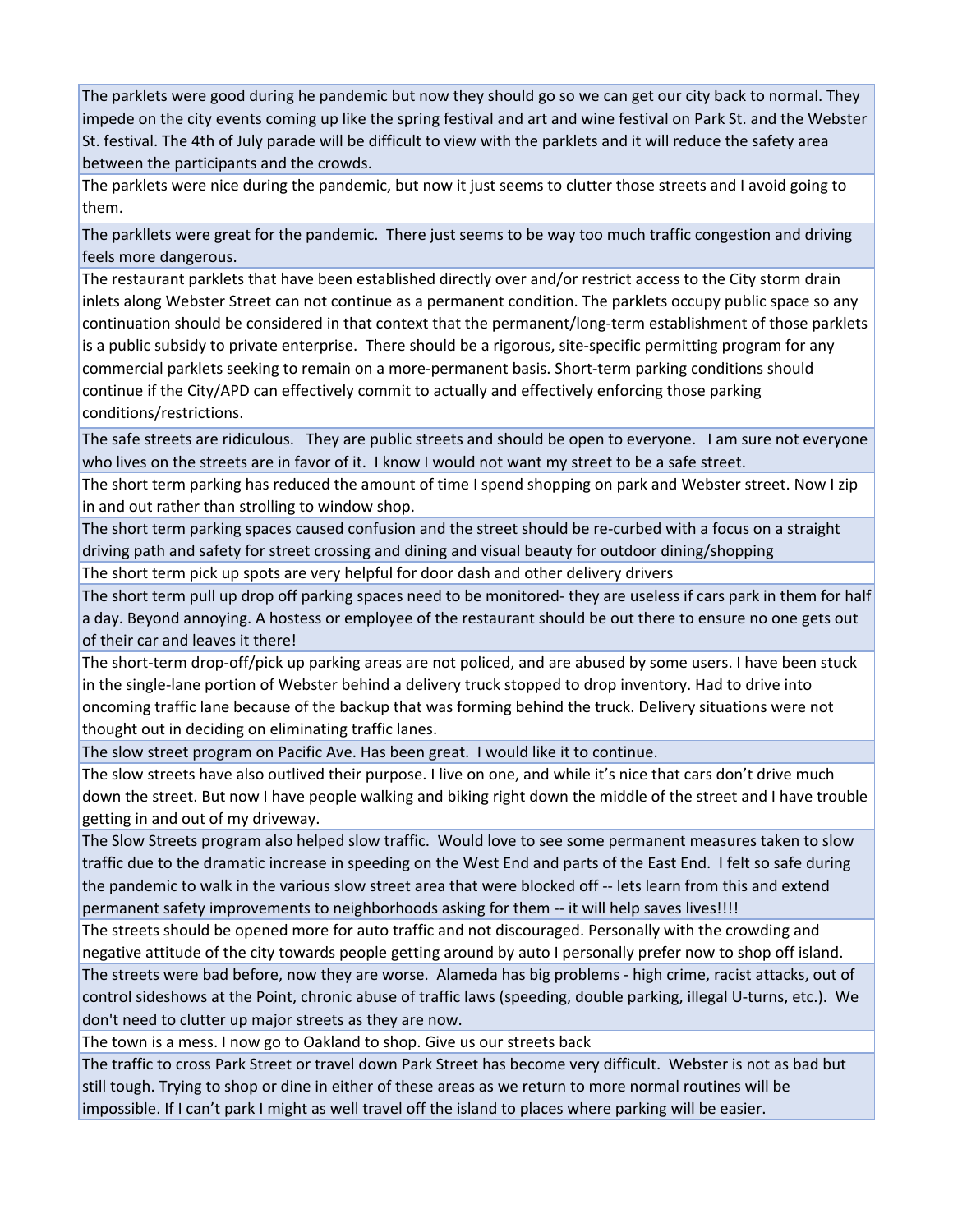| |
|---|
| The parklets were good during he pandemic but now they should go so we can get our city back to normal. They impede on the city events coming up like the spring festival and art and wine festival on Park St. and the Webster St. festival. The 4th of July parade will be difficult to view with the parklets and it will reduce the safety area between the participants and the crowds. |
| The parklets were nice during the pandemic, but now it just seems to clutter those streets and I avoid going to them. |
| The parkllets were great for the pandemic. There just seems to be way too much traffic congestion and driving feels more dangerous. |
| The restaurant parklets that have been established directly over and/or restrict access to the City storm drain inlets along Webster Street can not continue as a permanent condition. The parklets occupy public space so any continuation should be considered in that context that the permanent/long-term establishment of those parklets is a public subsidy to private enterprise. There should be a rigorous, site-specific permitting program for any commercial parklets seeking to remain on a more-permanent basis. Short-term parking conditions should continue if the City/APD can effectively commit to actually and effectively enforcing those parking conditions/restrictions. |
| The safe streets are ridiculous. They are public streets and should be open to everyone. I am sure not everyone who lives on the streets are in favor of it. I know I would not want my street to be a safe street. |
| The short term parking has reduced the amount of time I spend shopping on park and Webster street. Now I zip in and out rather than strolling to window shop. |
| The short term parking spaces caused confusion and the street should be re-curbed with a focus on a straight driving path and safety for street crossing and dining and visual beauty for outdoor dining/shopping |
| The short term pick up spots are very helpful for door dash and other delivery drivers |
| The short term pull up drop off parking spaces need to be monitored- they are useless if cars park in them for half a day. Beyond annoying. A hostess or employee of the restaurant should be out there to ensure no one gets out of their car and leaves it there! |
| The short-term drop-off/pick up parking areas are not policed, and are abused by some users. I have been stuck in the single-lane portion of Webster behind a delivery truck stopped to drop inventory. Had to drive into oncoming traffic lane because of the backup that was forming behind the truck. Delivery situations were not thought out in deciding on eliminating traffic lanes. |
| The slow street program on Pacific Ave. Has been great. I would like it to continue. |
| The slow streets have also outlived their purpose. I live on one, and while it's nice that cars don't drive much down the street. But now I have people walking and biking right down the middle of the street and I have trouble getting in and out of my driveway. |
| The Slow Streets program also helped slow traffic. Would love to see some permanent measures taken to slow traffic due to the dramatic increase in speeding on the West End and parts of the East End. I felt so safe during the pandemic to walk in the various slow street area that were blocked off -- lets learn from this and extend permanent safety improvements to neighborhoods asking for them -- it will help saves lives!!!! |
| The streets should be opened more for auto traffic and not discouraged. Personally with the crowding and negative attitude of the city towards people getting around by auto I personally prefer now to shop off island. |
| The streets were bad before, now they are worse. Alameda has big problems - high crime, racist attacks, out of control sideshows at the Point, chronic abuse of traffic laws (speeding, double parking, illegal U-turns, etc.). We don't need to clutter up major streets as they are now. |
| The town is a mess. I now go to Oakland to shop. Give us our streets back |
| The traffic to cross Park Street or travel down Park Street has become very difficult. Webster is not as bad but still tough. Trying to shop or dine in either of these areas as we return to more normal routines will be impossible. If I can't park I might as well travel off the island to places where parking will be easier. |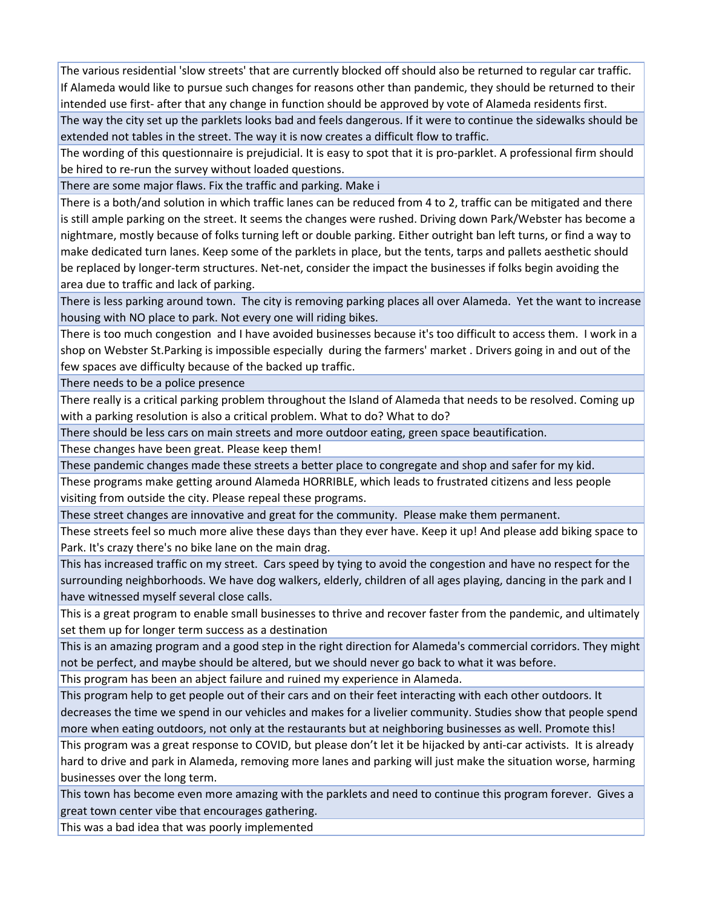| |
|---|
| The various residential 'slow streets' that are currently blocked off should also be returned to regular car traffic. If Alameda would like to pursue such changes for reasons other than pandemic, they should be returned to their intended use first- after that any change in function should be approved by vote of Alameda residents first. |
| The way the city set up the parklets looks bad and feels dangerous. If it were to continue the sidewalks should be extended not tables in the street. The way it is now creates a difficult flow to traffic. |
| The wording of this questionnaire is prejudicial. It is easy to spot that it is pro-parklet. A professional firm should be hired to re-run the survey without loaded questions. |
| There are some major flaws. Fix the traffic and parking. Make i |
| There is a both/and solution in which traffic lanes can be reduced from 4 to 2, traffic can be mitigated and there is still ample parking on the street. It seems the changes were rushed. Driving down Park/Webster has become a nightmare, mostly because of folks turning left or double parking. Either outright ban left turns, or find a way to make dedicated turn lanes. Keep some of the parklets in place, but the tents, tarps and pallets aesthetic should be replaced by longer-term structures. Net-net, consider the impact the businesses if folks begin avoiding the area due to traffic and lack of parking. |
| There is less parking around town. The city is removing parking places all over Alameda. Yet the want to increase housing with NO place to park. Not every one will riding bikes. |
| There is too much congestion and I have avoided businesses because it's too difficult to access them. I work in a shop on Webster St.Parking is impossible especially during the farmers' market . Drivers going in and out of the few spaces ave difficulty because of the backed up traffic. |
| There needs to be a police presence |
| There really is a critical parking problem throughout the Island of Alameda that needs to be resolved. Coming up with a parking resolution is also a critical problem. What to do? What to do? |
| There should be less cars on main streets and more outdoor eating, green space beautification. |
| These changes have been great. Please keep them! |
| These pandemic changes made these streets a better place to congregate and shop and safer for my kid. |
| These programs make getting around Alameda HORRIBLE, which leads to frustrated citizens and less people visiting from outside the city. Please repeal these programs. |
| These street changes are innovative and great for the community. Please make them permanent. |
| These streets feel so much more alive these days than they ever have. Keep it up! And please add biking space to Park. It's crazy there's no bike lane on the main drag. |
| This has increased traffic on my street. Cars speed by tying to avoid the congestion and have no respect for the surrounding neighborhoods. We have dog walkers, elderly, children of all ages playing, dancing in the park and I have witnessed myself several close calls. |
| This is a great program to enable small businesses to thrive and recover faster from the pandemic, and ultimately set them up for longer term success as a destination |
| This is an amazing program and a good step in the right direction for Alameda's commercial corridors. They might not be perfect, and maybe should be altered, but we should never go back to what it was before. |
| This program has been an abject failure and ruined my experience in Alameda. |
| This program help to get people out of their cars and on their feet interacting with each other outdoors. It decreases the time we spend in our vehicles and makes for a livelier community. Studies show that people spend more when eating outdoors, not only at the restaurants but at neighboring businesses as well. Promote this! |
| This program was a great response to COVID, but please don't let it be hijacked by anti-car activists. It is already hard to drive and park in Alameda, removing more lanes and parking will just make the situation worse, harming businesses over the long term. |
| This town has become even more amazing with the parklets and need to continue this program forever. Gives a great town center vibe that encourages gathering. |
| This was a bad idea that was poorly implemented |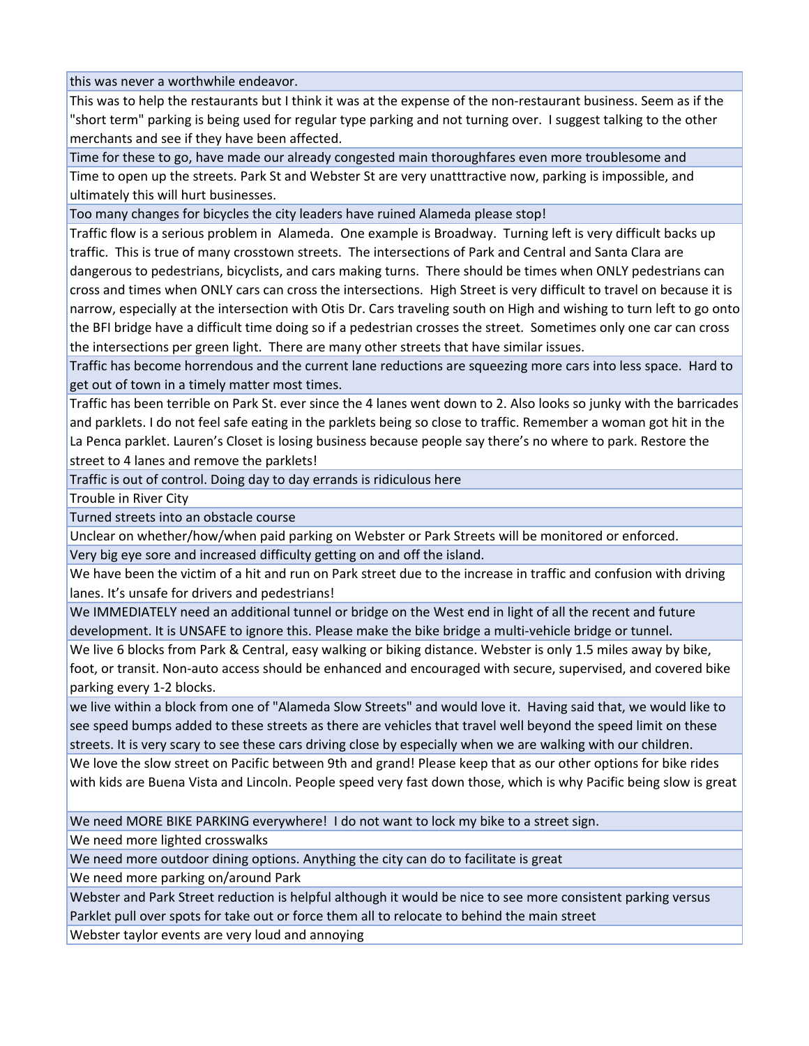| |
|---|
| this was never a worthwhile endeavor. |
| This was to help the restaurants but I think it was at the expense of the non-restaurant business. Seem as if the "short term" parking is being used for regular type parking and not turning over. I suggest talking to the other merchants and see if they have been affected. |
| Time for these to go, have made our already congested main thoroughfares even more troublesome and |
| Time to open up the streets. Park St and Webster St are very unatttractive now, parking is impossible, and ultimately this will hurt businesses. |
| Too many changes for bicycles the city leaders have ruined Alameda please stop! |
| Traffic flow is a serious problem in Alameda. One example is Broadway. Turning left is very difficult backs up traffic. This is true of many crosstown streets. The intersections of Park and Central and Santa Clara are dangerous to pedestrians, bicyclists, and cars making turns. There should be times when ONLY pedestrians can cross and times when ONLY cars can cross the intersections. High Street is very difficult to travel on because it is narrow, especially at the intersection with Otis Dr. Cars traveling south on High and wishing to turn left to go onto the BFI bridge have a difficult time doing so if a pedestrian crosses the street. Sometimes only one car can cross the intersections per green light. There are many other streets that have similar issues. |
| Traffic has become horrendous and the current lane reductions are squeezing more cars into less space. Hard to get out of town in a timely matter most times. |
| Traffic has been terrible on Park St. ever since the 4 lanes went down to 2. Also looks so junky with the barricades and parklets. I do not feel safe eating in the parklets being so close to traffic. Remember a woman got hit in the La Penca parklet. Lauren's Closet is losing business because people say there's no where to park. Restore the street to 4 lanes and remove the parklets! |
| Traffic is out of control. Doing day to day errands is ridiculous here |
| Trouble in River City |
| Turned streets into an obstacle course |
| Unclear on whether/how/when paid parking on Webster or Park Streets will be monitored or enforced. |
| Very big eye sore and increased difficulty getting on and off the island. |
| We have been the victim of a hit and run on Park street due to the increase in traffic and confusion with driving lanes. It's unsafe for drivers and pedestrians! |
| We IMMEDIATELY need an additional tunnel or bridge on the West end in light of all the recent and future development. It is UNSAFE to ignore this. Please make the bike bridge a multi-vehicle bridge or tunnel. |
| We live 6 blocks from Park & Central, easy walking or biking distance. Webster is only 1.5 miles away by bike, foot, or transit. Non-auto access should be enhanced and encouraged with secure, supervised, and covered bike parking every 1-2 blocks. |
| we live within a block from one of "Alameda Slow Streets" and would love it. Having said that, we would like to see speed bumps added to these streets as there are vehicles that travel well beyond the speed limit on these streets. It is very scary to see these cars driving close by especially when we are walking with our children. |
| We love the slow street on Pacific between 9th and grand! Please keep that as our other options for bike rides with kids are Buena Vista and Lincoln. People speed very fast down those, which is why Pacific being slow is great |
| We need MORE BIKE PARKING everywhere! I do not want to lock my bike to a street sign. |
| We need more lighted crosswalks |
| We need more outdoor dining options. Anything the city can do to facilitate is great |
| We need more parking on/around Park |
| Webster and Park Street reduction is helpful although it would be nice to see more consistent parking versus Parklet pull over spots for take out or force them all to relocate to behind the main street |
| Webster taylor events are very loud and annoying |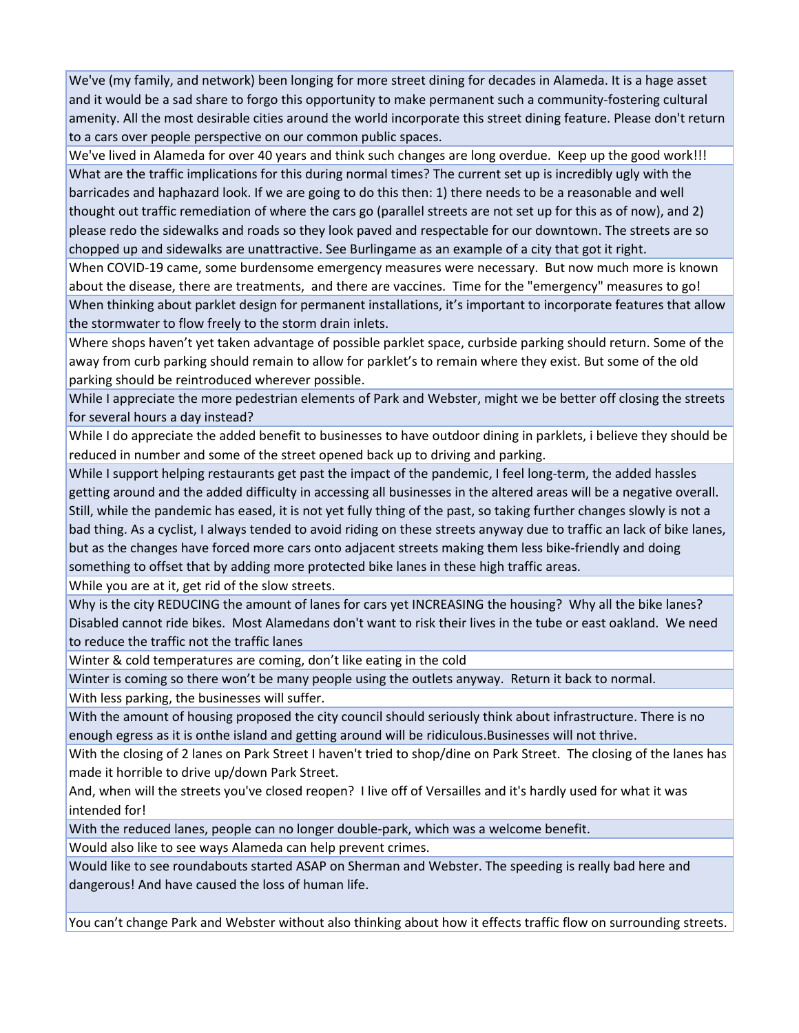| |
|---|
| We've (my family, and network) been longing for more street dining for decades in Alameda. It is a hage asset and it would be a sad share to forgo this opportunity to make permanent such a community-fostering cultural amenity. All the most desirable cities around the world incorporate this street dining feature. Please don't return to a cars over people perspective on our common public spaces. |
| We've lived in Alameda for over 40 years and think such changes are long overdue. Keep up the good work!!! |
| What are the traffic implications for this during normal times? The current set up is incredibly ugly with the barricades and haphazard look. If we are going to do this then: 1) there needs to be a reasonable and well thought out traffic remediation of where the cars go (parallel streets are not set up for this as of now), and 2) please redo the sidewalks and roads so they look paved and respectable for our downtown. The streets are so chopped up and sidewalks are unattractive. See Burlingame as an example of a city that got it right. |
| When COVID-19 came, some burdensome emergency measures were necessary. But now much more is known about the disease, there are treatments, and there are vaccines. Time for the "emergency" measures to go! |
| When thinking about parklet design for permanent installations, it's important to incorporate features that allow the stormwater to flow freely to the storm drain inlets. |
| Where shops haven't yet taken advantage of possible parklet space, curbside parking should return. Some of the away from curb parking should remain to allow for parklet's to remain where they exist. But some of the old parking should be reintroduced wherever possible. |
| While I appreciate the more pedestrian elements of Park and Webster, might we be better off closing the streets for several hours a day instead? |
| While I do appreciate the added benefit to businesses to have outdoor dining in parklets, i believe they should be reduced in number and some of the street opened back up to driving and parking. |
| While I support helping restaurants get past the impact of the pandemic, I feel long-term, the added hassles getting around and the added difficulty in accessing all businesses in the altered areas will be a negative overall. Still, while the pandemic has eased, it is not yet fully thing of the past, so taking further changes slowly is not a bad thing. As a cyclist, I always tended to avoid riding on these streets anyway due to traffic an lack of bike lanes, but as the changes have forced more cars onto adjacent streets making them less bike-friendly and doing something to offset that by adding more protected bike lanes in these high traffic areas. |
| While you are at it, get rid of the slow streets. |
| Why is the city REDUCING the amount of lanes for cars yet INCREASING the housing? Why all the bike lanes? Disabled cannot ride bikes. Most Alamedans don't want to risk their lives in the tube or east oakland. We need to reduce the traffic not the traffic lanes |
| Winter & cold temperatures are coming, don't like eating in the cold |
| Winter is coming so there won't be many people using the outlets anyway. Return it back to normal. |
| With less parking, the businesses will suffer. |
| With the amount of housing proposed the city council should seriously think about infrastructure. There is no enough egress as it is onthe island and getting around will be ridiculous.Businesses will not thrive. |
| With the closing of 2 lanes on Park Street I haven't tried to shop/dine on Park Street. The closing of the lanes has made it horrible to drive up/down Park Street.<br>And, when will the streets you've closed reopen? I live off of Versailles and it's hardly used for what it was intended for! |
| With the reduced lanes, people can no longer double-park, which was a welcome benefit. |
| Would also like to see ways Alameda can help prevent crimes. |
| Would like to see roundabouts started ASAP on Sherman and Webster. The speeding is really bad here and dangerous! And have caused the loss of human life. |
| You can't change Park and Webster without also thinking about how it effects traffic flow on surrounding streets. |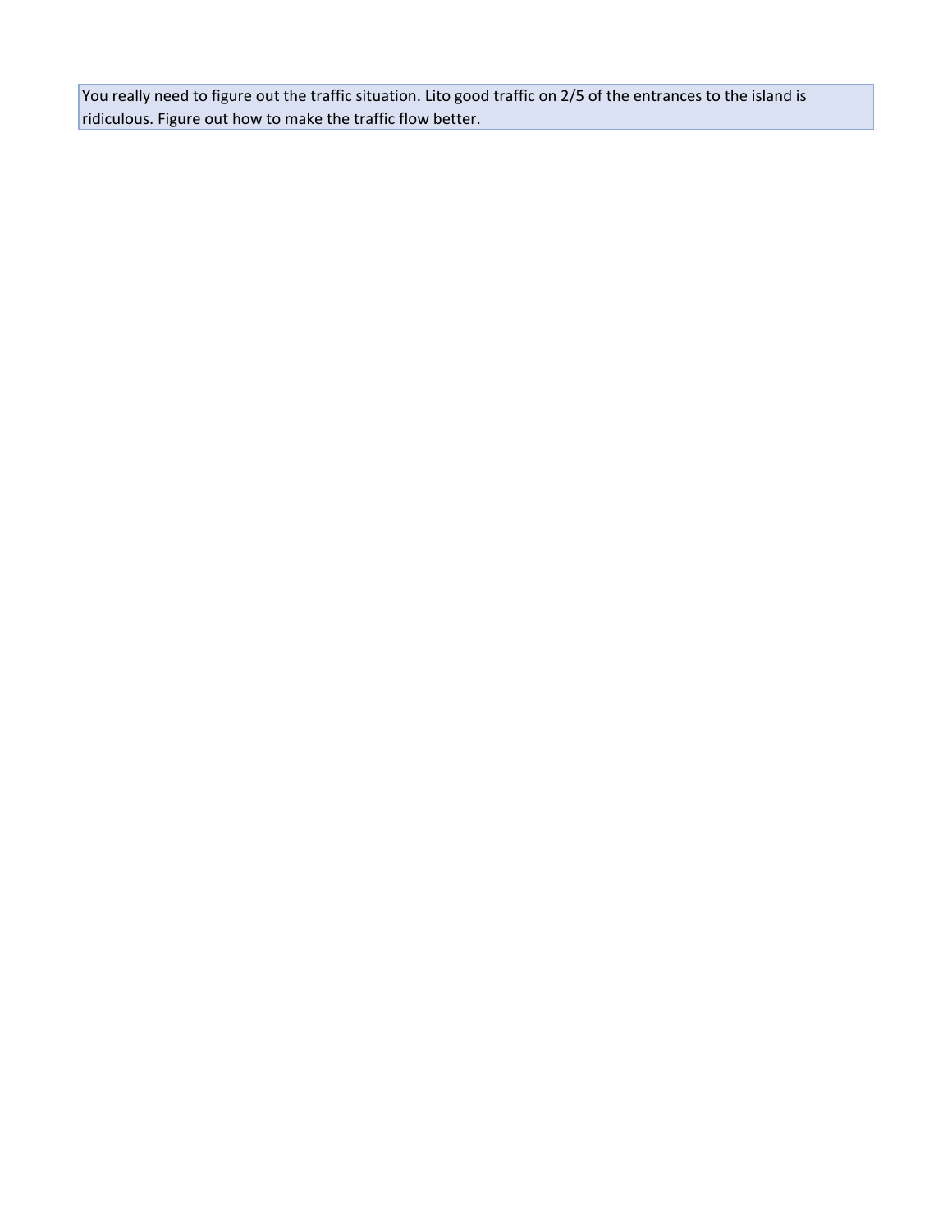You really need to figure out the traffic situation. Lito good traffic on 2/5 of the entrances to the island is ridiculous. Figure out how to make the traffic flow better.